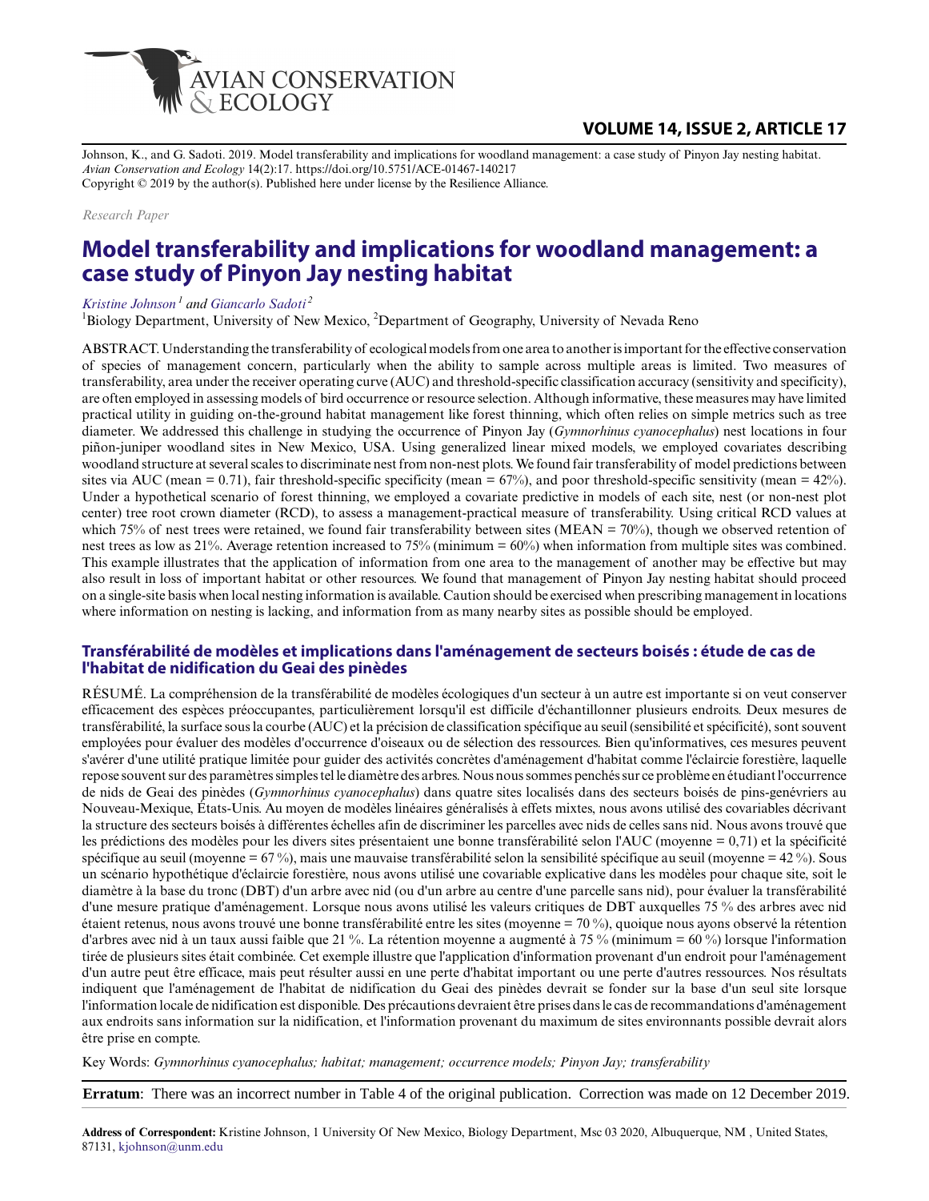Johnson, K., and G. Sadoti. 2019. Model transferability and implications for woodland management: a case study of Pinyon Jay nesting habitat. *Avian Conservation and Ecology* 14(2):17. https://doi.org/10.5751/ACE-01467-140217
Copyright © 2019 by the author(s). Published here under license by the Resilience Alliance.

*Research Paper*

# Model transferability and implications for woodland management: a case study of Pinyon Jay nesting habitat

*Kristine Johnson*[1] *and Giancarlo Sadoti*[2]

[1]Biology Department, University of New Mexico, [2]Department of Geography, University of Nevada Reno

ABSTRACT. Understanding the transferability of ecological models from one area to another is important for the effective conservation of species of management concern, particularly when the ability to sample across multiple areas is limited. Two measures of transferability, area under the receiver operating curve (AUC) and threshold-specific classification accuracy (sensitivity and specificity), are often employed in assessing models of bird occurrence or resource selection. Although informative, these measures may have limited practical utility in guiding on-the-ground habitat management like forest thinning, which often relies on simple metrics such as tree diameter. We addressed this challenge in studying the occurrence of Pinyon Jay (*Gymnorhinus cyanocephalus*) nest locations in four piñon-juniper woodland sites in New Mexico, USA. Using generalized linear mixed models, we employed covariates describing woodland structure at several scales to discriminate nest from non-nest plots. We found fair transferability of model predictions between sites via AUC (mean = 0.71), fair threshold-specific specificity (mean = 67%), and poor threshold-specific sensitivity (mean = 42%). Under a hypothetical scenario of forest thinning, we employed a covariate predictive in models of each site, nest (or non-nest plot center) tree root crown diameter (RCD), to assess a management-practical measure of transferability. Using critical RCD values at which 75% of nest trees were retained, we found fair transferability between sites (MEAN = 70%), though we observed retention of nest trees as low as 21%. Average retention increased to 75% (minimum = 60%) when information from multiple sites was combined. This example illustrates that the application of information from one area to the management of another may be effective but may also result in loss of important habitat or other resources. We found that management of Pinyon Jay nesting habitat should proceed on a single-site basis when local nesting information is available. Caution should be exercised when prescribing management in locations where information on nesting is lacking, and information from as many nearby sites as possible should be employed.

## Transférabilité de modèles et implications dans l'aménagement de secteurs boisés : étude de cas de l'habitat de nidification du Geai des pinèdes

RÉSUMÉ. La compréhension de la transférabilité de modèles écologiques d'un secteur à un autre est importante si on veut conserver efficacement des espèces préoccupantes, particulièrement lorsqu'il est difficile d'échantillonner plusieurs endroits. Deux mesures de transférabilité, la surface sous la courbe (AUC) et la précision de classification spécifique au seuil (sensibilité et spécificité), sont souvent employées pour évaluer des modèles d'occurrence d'oiseaux ou de sélection des ressources. Bien qu'informatives, ces mesures peuvent s'avérer d'une utilité pratique limitée pour guider des activités concrètes d'aménagement d'habitat comme l'éclaircie forestière, laquelle repose souvent sur des paramètres simples tel le diamètre des arbres. Nous nous sommes penchés sur ce problème en étudiant l'occurrence de nids de Geai des pinèdes (*Gymnorhinus cyanocephalus*) dans quatre sites localisés dans des secteurs boisés de pins-genévriers au Nouveau-Mexique, États-Unis. Au moyen de modèles linéaires généralisés à effets mixtes, nous avons utilisé des covariables décrivant la structure des secteurs boisés à différentes échelles afin de discriminer les parcelles avec nids de celles sans nid. Nous avons trouvé que les prédictions des modèles pour les divers sites présentaient une bonne transférabilité selon l'AUC (moyenne = 0,71) et la spécificité spécifique au seuil (moyenne = 67 %), mais une mauvaise transférabilité selon la sensibilité spécifique au seuil (moyenne = 42 %). Sous un scénario hypothétique d'éclaircie forestière, nous avons utilisé une covariable explicative dans les modèles pour chaque site, soit le diamètre à la base du tronc (DBT) d'un arbre avec nid (ou d'un arbre au centre d'une parcelle sans nid), pour évaluer la transférabilité d'une mesure pratique d'aménagement. Lorsque nous avons utilisé les valeurs critiques de DBT auxquelles 75 % des arbres avec nid étaient retenus, nous avons trouvé une bonne transférabilité entre les sites (moyenne = 70 %), quoique nous ayons observé la rétention d'arbres avec nid à un taux aussi faible que 21 %. La rétention moyenne a augmenté à 75 % (minimum = 60 %) lorsque l'information tirée de plusieurs sites était combinée. Cet exemple illustre que l'application d'information provenant d'un endroit pour l'aménagement d'un autre peut être efficace, mais peut résulter aussi en une perte d'habitat important ou une perte d'autres ressources. Nos résultats indiquent que l'aménagement de l'habitat de nidification du Geai des pinèdes devrait se fonder sur la base d'un seul site lorsque l'information locale de nidification est disponible. Des précautions devraient être prises dans le cas de recommandations d'aménagement aux endroits sans information sur la nidification, et l'information provenant du maximum de sites environnants possible devrait alors être prise en compte.

Key Words: *Gymnorhinus cyanocephalus; habitat; management; occurrence models; Pinyon Jay; transferability*

**Erratum**: There was an incorrect number in Table 4 of the original publication. Correction was made on 12 December 2019.

**Address of Correspondent:** Kristine Johnson, 1 University Of New Mexico, Biology Department, Msc 03 2020, Albuquerque, NM , United States, 87131, kjohnson@unm.edu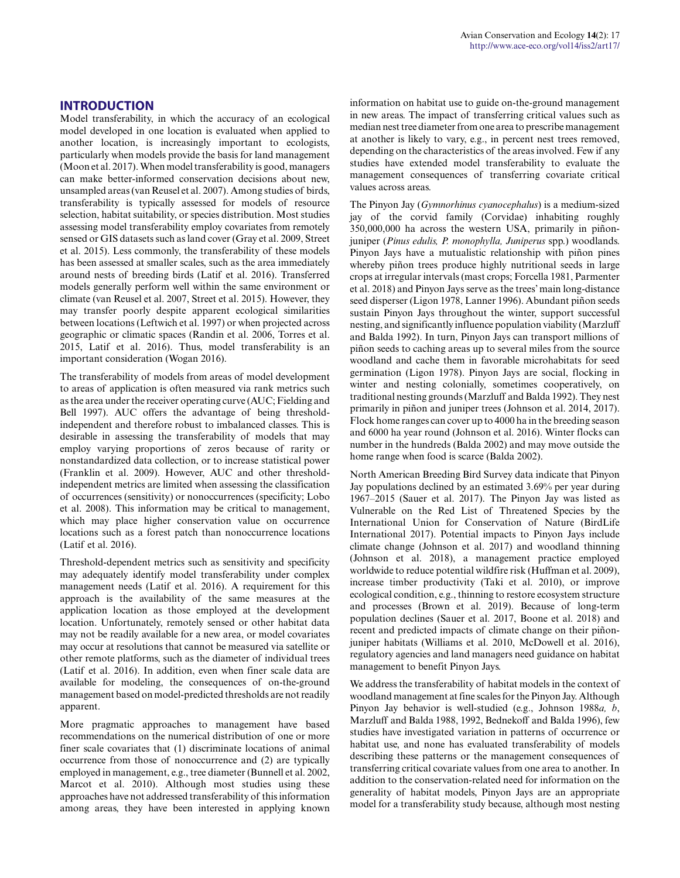## INTRODUCTION

Model transferability, in which the accuracy of an ecological model developed in one location is evaluated when applied to another location, is increasingly important to ecologists, particularly when models provide the basis for land management (Moon et al. 2017). When model transferability is good, managers can make better-informed conservation decisions about new, unsampled areas (van Reusel et al. 2007). Among studies of birds, transferability is typically assessed for models of resource selection, habitat suitability, or species distribution. Most studies assessing model transferability employ covariates from remotely sensed or GIS datasets such as land cover (Gray et al. 2009, Street et al. 2015). Less commonly, the transferability of these models has been assessed at smaller scales, such as the area immediately around nests of breeding birds (Latif et al. 2016). Transferred models generally perform well within the same environment or climate (van Reusel et al. 2007, Street et al. 2015). However, they may transfer poorly despite apparent ecological similarities between locations (Leftwich et al. 1997) or when projected across geographic or climatic spaces (Randin et al. 2006, Torres et al. 2015, Latif et al. 2016). Thus, model transferability is an important consideration (Wogan 2016).

The transferability of models from areas of model development to areas of application is often measured via rank metrics such as the area under the receiver operating curve (AUC; Fielding and Bell 1997). AUC offers the advantage of being threshold-independent and therefore robust to imbalanced classes. This is desirable in assessing the transferability of models that may employ varying proportions of zeros because of rarity or nonstandardized data collection, or to increase statistical power (Franklin et al. 2009). However, AUC and other threshold-independent metrics are limited when assessing the classification of occurrences (sensitivity) or nonoccurrences (specificity; Lobo et al. 2008). This information may be critical to management, which may place higher conservation value on occurrence locations such as a forest patch than nonoccurrence locations (Latif et al. 2016).

Threshold-dependent metrics such as sensitivity and specificity may adequately identify model transferability under complex management needs (Latif et al. 2016). A requirement for this approach is the availability of the same measures at the application location as those employed at the development location. Unfortunately, remotely sensed or other habitat data may not be readily available for a new area, or model covariates may occur at resolutions that cannot be measured via satellite or other remote platforms, such as the diameter of individual trees (Latif et al. 2016). In addition, even when finer scale data are available for modeling, the consequences of on-the-ground management based on model-predicted thresholds are not readily apparent.

More pragmatic approaches to management have based recommendations on the numerical distribution of one or more finer scale covariates that (1) discriminate locations of animal occurrence from those of nonoccurrence and (2) are typically employed in management, e.g., tree diameter (Bunnell et al. 2002, Marcot et al. 2010). Although most studies using these approaches have not addressed transferability of this information among areas, they have been interested in applying known information on habitat use to guide on-the-ground management in new areas. The impact of transferring critical values such as median nest tree diameter from one area to prescribe management at another is likely to vary, e.g., in percent nest trees removed, depending on the characteristics of the areas involved. Few if any studies have extended model transferability to evaluate the management consequences of transferring covariate critical values across areas.

The Pinyon Jay (*Gymnorhinus cyanocephalus*) is a medium-sized jay of the corvid family (Corvidae) inhabiting roughly 350,000,000 ha across the western USA, primarily in piñon-juniper (*Pinus edulis, P. monophylla, Juniperus* spp.) woodlands. Pinyon Jays have a mutualistic relationship with piñon pines whereby piñon trees produce highly nutritional seeds in large crops at irregular intervals (mast crops; Forcella 1981, Parmenter et al. 2018) and Pinyon Jays serve as the trees' main long-distance seed disperser (Ligon 1978, Lanner 1996). Abundant piñon seeds sustain Pinyon Jays throughout the winter, support successful nesting, and significantly influence population viability (Marzluff and Balda 1992). In turn, Pinyon Jays can transport millions of piñon seeds to caching areas up to several miles from the source woodland and cache them in favorable microhabitats for seed germination (Ligon 1978). Pinyon Jays are social, flocking in winter and nesting colonially, sometimes cooperatively, on traditional nesting grounds (Marzluff and Balda 1992). They nest primarily in piñon and juniper trees (Johnson et al. 2014, 2017). Flock home ranges can cover up to 4000 ha in the breeding season and 6000 ha year round (Johnson et al. 2016). Winter flocks can number in the hundreds (Balda 2002) and may move outside the home range when food is scarce (Balda 2002).

North American Breeding Bird Survey data indicate that Pinyon Jay populations declined by an estimated 3.69% per year during 1967–2015 (Sauer et al. 2017). The Pinyon Jay was listed as Vulnerable on the Red List of Threatened Species by the International Union for Conservation of Nature (BirdLife International 2017). Potential impacts to Pinyon Jays include climate change (Johnson et al. 2017) and woodland thinning (Johnson et al. 2018), a management practice employed worldwide to reduce potential wildfire risk (Huffman et al. 2009), increase timber productivity (Taki et al. 2010), or improve ecological condition, e.g., thinning to restore ecosystem structure and processes (Brown et al. 2019). Because of long-term population declines (Sauer et al. 2017, Boone et al. 2018) and recent and predicted impacts of climate change on their piñon-juniper habitats (Williams et al. 2010, McDowell et al. 2016), regulatory agencies and land managers need guidance on habitat management to benefit Pinyon Jays.

We address the transferability of habitat models in the context of woodland management at fine scales for the Pinyon Jay. Although Pinyon Jay behavior is well-studied (e.g., Johnson 1988*a, b*, Marzluff and Balda 1988, 1992, Bednekoff and Balda 1996), few studies have investigated variation in patterns of occurrence or habitat use, and none has evaluated transferability of models describing these patterns or the management consequences of transferring critical covariate values from one area to another. In addition to the conservation-related need for information on the generality of habitat models, Pinyon Jays are an appropriate model for a transferability study because, although most nesting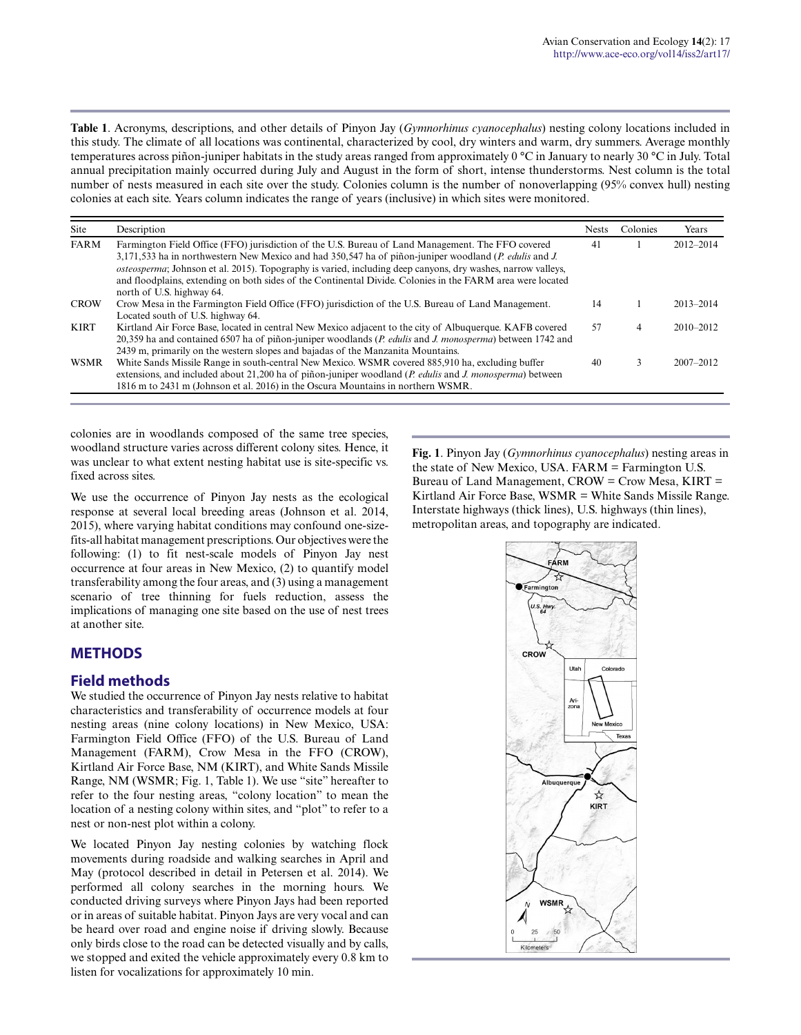**Table 1**. Acronyms, descriptions, and other details of Pinyon Jay (*Gymnorhinus cyanocephalus*) nesting colony locations included in this study. The climate of all locations was continental, characterized by cool, dry winters and warm, dry summers. Average monthly temperatures across piñon-juniper habitats in the study areas ranged from approximately 0 °C in January to nearly 30 °C in July. Total annual precipitation mainly occurred during July and August in the form of short, intense thunderstorms. Nest column is the total number of nests measured in each site over the study. Colonies column is the number of nonoverlapping (95% convex hull) nesting colonies at each site. Years column indicates the range of years (inclusive) in which sites were monitored.

| Site | Description | Nests | Colonies | Years |
|---|---|---|---|---|
| FARM | Farmington Field Office (FFO) jurisdiction of the U.S. Bureau of Land Management. The FFO covered 3,171,533 ha in northwestern New Mexico and had 350,547 ha of piñon-juniper woodland (*P. edulis* and *J. osteosperma*; Johnson et al. 2015). Topography is varied, including deep canyons, dry washes, narrow valleys, and floodplains, extending on both sides of the Continental Divide. Colonies in the FARM area were located north of U.S. highway 64. | 41 | 1 | 2012–2014 |
| CROW | Crow Mesa in the Farmington Field Office (FFO) jurisdiction of the U.S. Bureau of Land Management. Located south of U.S. highway 64. | 14 | 1 | 2013–2014 |
| KIRT | Kirtland Air Force Base, located in central New Mexico adjacent to the city of Albuquerque. KAFB covered 20,359 ha and contained 6507 ha of piñon-juniper woodlands (*P. edulis* and *J. monosperma*) between 1742 and 2439 m, primarily on the western slopes and bajadas of the Manzanita Mountains. | 57 | 4 | 2010–2012 |
| WSMR | White Sands Missile Range in south-central New Mexico. WSMR covered 885,910 ha, excluding buffer extensions, and included about 21,200 ha of piñon-juniper woodland (*P. edulis* and *J. monosperma*) between 1816 m to 2431 m (Johnson et al. 2016) in the Oscura Mountains in northern WSMR. | 40 | 3 | 2007–2012 |

colonies are in woodlands composed of the same tree species, woodland structure varies across different colony sites. Hence, it was unclear to what extent nesting habitat use is site-specific vs. fixed across sites.

We use the occurrence of Pinyon Jay nests as the ecological response at several local breeding areas (Johnson et al. 2014, 2015), where varying habitat conditions may confound one-size-fits-all habitat management prescriptions. Our objectives were the following: (1) to fit nest-scale models of Pinyon Jay nest occurrence at four areas in New Mexico, (2) to quantify model transferability among the four areas, and (3) using a management scenario of tree thinning for fuels reduction, assess the implications of managing one site based on the use of nest trees at another site.

## METHODS

### Field methods

We studied the occurrence of Pinyon Jay nests relative to habitat characteristics and transferability of occurrence models at four nesting areas (nine colony locations) in New Mexico, USA: Farmington Field Office (FFO) of the U.S. Bureau of Land Management (FARM), Crow Mesa in the FFO (CROW), Kirtland Air Force Base, NM (KIRT), and White Sands Missile Range, NM (WSMR; Fig. 1, Table 1). We use "site" hereafter to refer to the four nesting areas, "colony location" to mean the location of a nesting colony within sites, and "plot" to refer to a nest or non-nest plot within a colony.

We located Pinyon Jay nesting colonies by watching flock movements during roadside and walking searches in April and May (protocol described in detail in Petersen et al. 2014). We performed all colony searches in the morning hours. We conducted driving surveys where Pinyon Jays had been reported or in areas of suitable habitat. Pinyon Jays are very vocal and can be heard over road and engine noise if driving slowly. Because only birds close to the road can be detected visually and by calls, we stopped and exited the vehicle approximately every 0.8 km to listen for vocalizations for approximately 10 min.

**Fig. 1**. Pinyon Jay (*Gymnorhinus cyanocephalus*) nesting areas in the state of New Mexico, USA. FARM = Farmington U.S. Bureau of Land Management, CROW = Crow Mesa, KIRT = Kirtland Air Force Base, WSMR = White Sands Missile Range. Interstate highways (thick lines), U.S. highways (thin lines), metropolitan areas, and topography are indicated.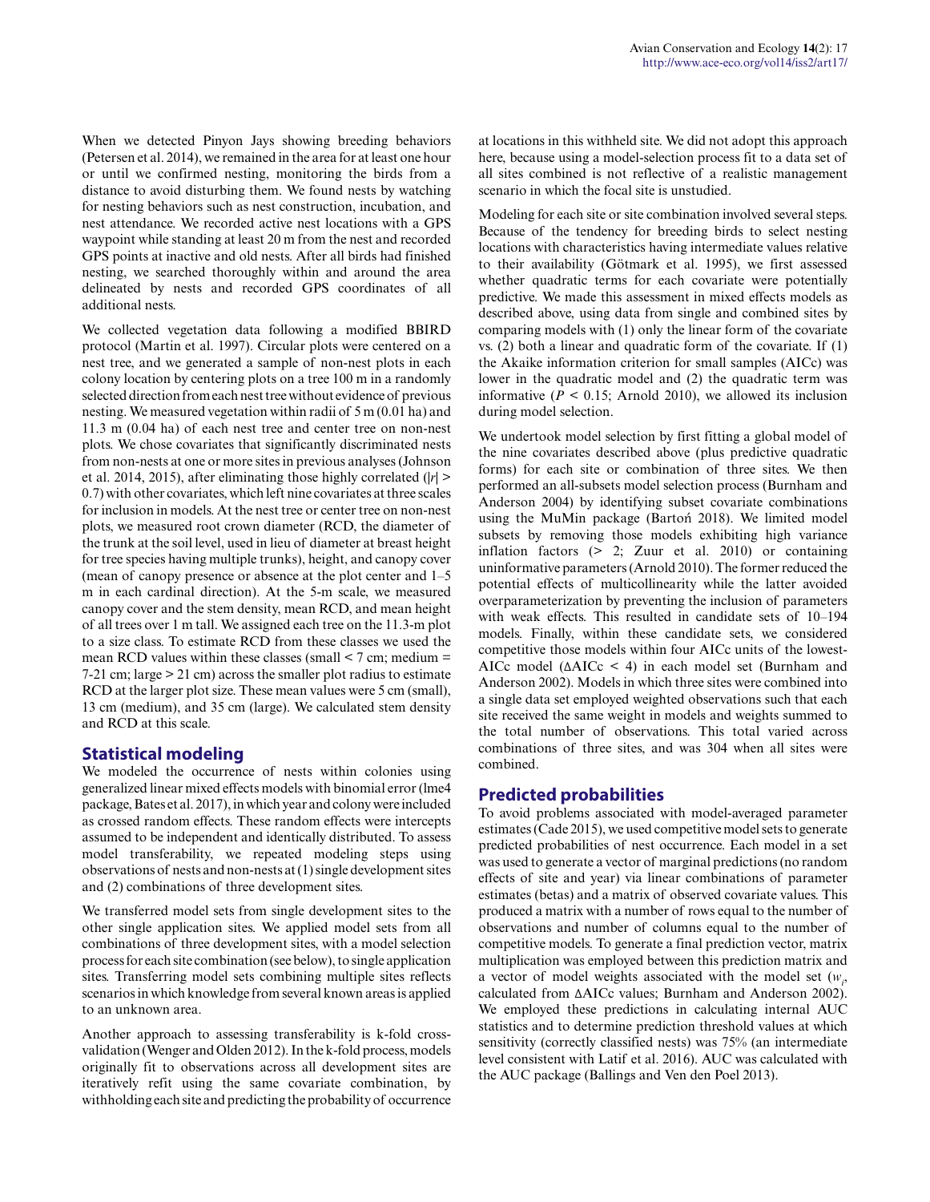When we detected Pinyon Jays showing breeding behaviors (Petersen et al. 2014), we remained in the area for at least one hour or until we confirmed nesting, monitoring the birds from a distance to avoid disturbing them. We found nests by watching for nesting behaviors such as nest construction, incubation, and nest attendance. We recorded active nest locations with a GPS waypoint while standing at least 20 m from the nest and recorded GPS points at inactive and old nests. After all birds had finished nesting, we searched thoroughly within and around the area delineated by nests and recorded GPS coordinates of all additional nests.

We collected vegetation data following a modified BBIRD protocol (Martin et al. 1997). Circular plots were centered on a nest tree, and we generated a sample of non-nest plots in each colony location by centering plots on a tree 100 m in a randomly selected direction from each nest tree without evidence of previous nesting. We measured vegetation within radii of 5 m (0.01 ha) and 11.3 m (0.04 ha) of each nest tree and center tree on non-nest plots. We chose covariates that significantly discriminated nests from non-nests at one or more sites in previous analyses (Johnson et al. 2014, 2015), after eliminating those highly correlated ($|r| > 0.7$) with other covariates, which left nine covariates at three scales for inclusion in models. At the nest tree or center tree on non-nest plots, we measured root crown diameter (RCD, the diameter of the trunk at the soil level, used in lieu of diameter at breast height for tree species having multiple trunks), height, and canopy cover (mean of canopy presence or absence at the plot center and 1–5 m in each cardinal direction). At the 5-m scale, we measured canopy cover and the stem density, mean RCD, and mean height of all trees over 1 m tall. We assigned each tree on the 11.3-m plot to a size class. To estimate RCD from these classes we used the mean RCD values within these classes (small < 7 cm; medium = 7-21 cm; large > 21 cm) across the smaller plot radius to estimate RCD at the larger plot size. These mean values were 5 cm (small), 13 cm (medium), and 35 cm (large). We calculated stem density and RCD at this scale.

## Statistical modeling

We modeled the occurrence of nests within colonies using generalized linear mixed effects models with binomial error (lme4 package, Bates et al. 2017), in which year and colony were included as crossed random effects. These random effects were intercepts assumed to be independent and identically distributed. To assess model transferability, we repeated modeling steps using observations of nests and non-nests at (1) single development sites and (2) combinations of three development sites.

We transferred model sets from single development sites to the other single application sites. We applied model sets from all combinations of three development sites, with a model selection process for each site combination (see below), to single application sites. Transferring model sets combining multiple sites reflects scenarios in which knowledge from several known areas is applied to an unknown area.

Another approach to assessing transferability is k-fold cross-validation (Wenger and Olden 2012). In the k-fold process, models originally fit to observations across all development sites are iteratively refit using the same covariate combination, by withholding each site and predicting the probability of occurrence at locations in this withheld site. We did not adopt this approach here, because using a model-selection process fit to a data set of all sites combined is not reflective of a realistic management scenario in which the focal site is unstudied.

Modeling for each site or site combination involved several steps. Because of the tendency for breeding birds to select nesting locations with characteristics having intermediate values relative to their availability (Götmark et al. 1995), we first assessed whether quadratic terms for each covariate were potentially predictive. We made this assessment in mixed effects models as described above, using data from single and combined sites by comparing models with (1) only the linear form of the covariate vs. (2) both a linear and quadratic form of the covariate. If (1) the Akaike information criterion for small samples (AICc) was lower in the quadratic model and (2) the quadratic term was informative ($P < 0.15$; Arnold 2010), we allowed its inclusion during model selection.

We undertook model selection by first fitting a global model of the nine covariates described above (plus predictive quadratic forms) for each site or combination of three sites. We then performed an all-subsets model selection process (Burnham and Anderson 2004) by identifying subset covariate combinations using the MuMin package (Bartoń 2018). We limited model subsets by removing those models exhibiting high variance inflation factors (> 2; Zuur et al. 2010) or containing uninformative parameters (Arnold 2010). The former reduced the potential effects of multicollinearity while the latter avoided overparameterization by preventing the inclusion of parameters with weak effects. This resulted in candidate sets of 10–194 models. Finally, within these candidate sets, we considered competitive those models within four AICc units of the lowest-AICc model ($\Delta$AICc < 4) in each model set (Burnham and Anderson 2002). Models in which three sites were combined into a single data set employed weighted observations such that each site received the same weight in models and weights summed to the total number of observations. This total varied across combinations of three sites, and was 304 when all sites were combined.

## Predicted probabilities

To avoid problems associated with model-averaged parameter estimates (Cade 2015), we used competitive model sets to generate predicted probabilities of nest occurrence. Each model in a set was used to generate a vector of marginal predictions (no random effects of site and year) via linear combinations of parameter estimates (betas) and a matrix of observed covariate values. This produced a matrix with a number of rows equal to the number of observations and number of columns equal to the number of competitive models. To generate a final prediction vector, matrix multiplication was employed between this prediction matrix and a vector of model weights associated with the model set ($w_i$, calculated from $\Delta$AICc values; Burnham and Anderson 2002). We employed these predictions in calculating internal AUC statistics and to determine prediction threshold values at which sensitivity (correctly classified nests) was 75% (an intermediate level consistent with Latif et al. 2016). AUC was calculated with the AUC package (Ballings and Ven den Poel 2013).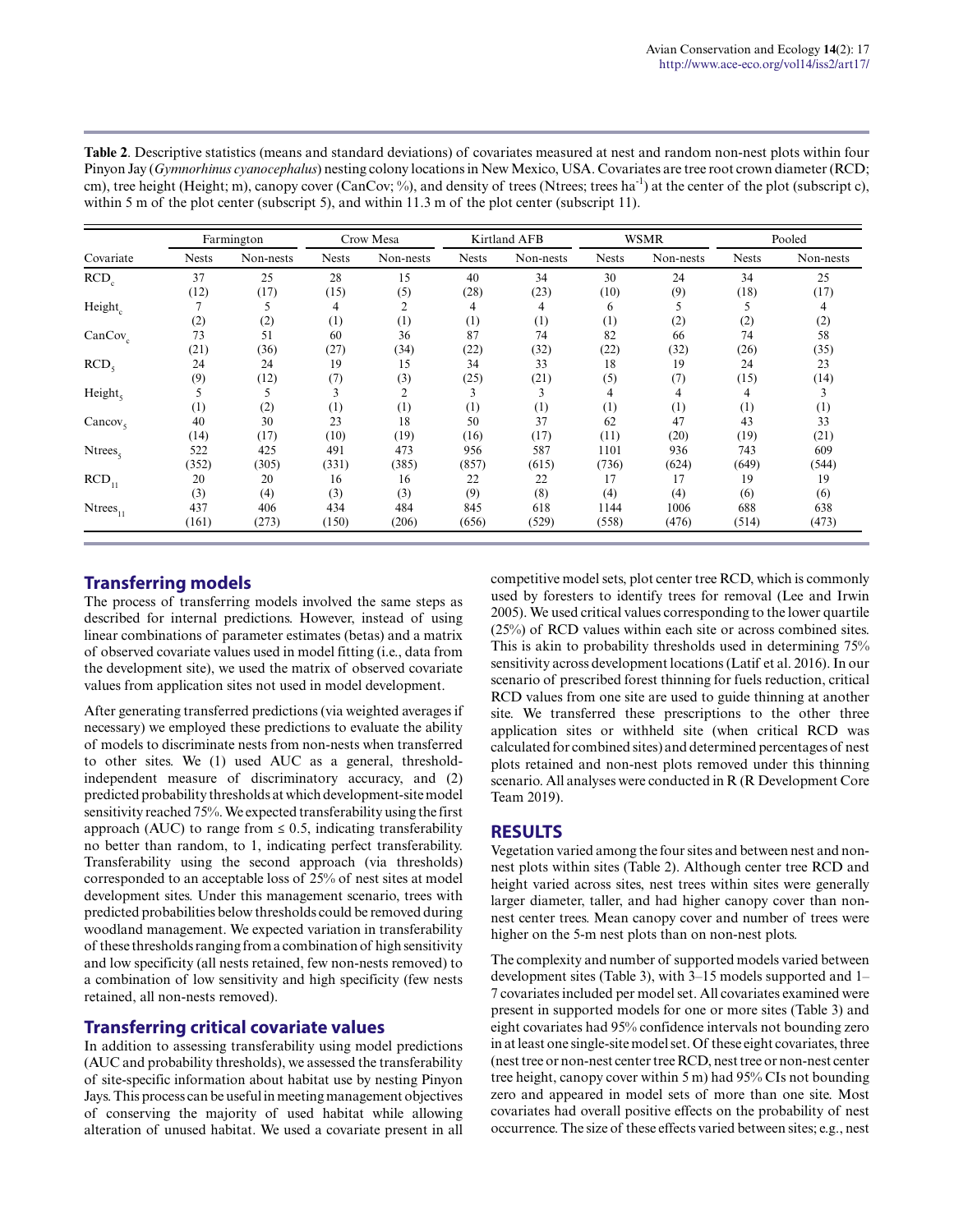**Table 2**. Descriptive statistics (means and standard deviations) of covariates measured at nest and random non-nest plots within four Pinyon Jay (*Gymnorhinus cyanocephalus*) nesting colony locations in New Mexico, USA. Covariates are tree root crown diameter (RCD; cm), tree height (Height; m), canopy cover (CanCov; %), and density of trees (Ntrees; trees ha$^{-1}$) at the center of the plot (subscript c), within 5 m of the plot center (subscript 5), and within 11.3 m of the plot center (subscript 11).

| | Farmington | | Crow Mesa | | Kirtland AFB | | WSMR | | Pooled | |
|---|---|---|---|---|---|---|---|---|---|---|
| Covariate | Nests | Non-nests | Nests | Non-nests | Nests | Non-nests | Nests | Non-nests | Nests | Non-nests |
| $RCD_c$ | 37 | 25 | 28 | 15 | 40 | 34 | 30 | 24 | 34 | 25 |
| | (12) | (17) | (15) | (5) | (28) | (23) | (10) | (9) | (18) | (17) |
| $Height_c$ | 7 | 5 | 4 | 2 | 4 | 4 | 6 | 5 | 5 | 4 |
| | (2) | (2) | (1) | (1) | (1) | (1) | (1) | (2) | (2) | (2) |
| $CanCov_c$ | 73 | 51 | 60 | 36 | 87 | 74 | 82 | 66 | 74 | 58 |
| | (21) | (36) | (27) | (34) | (22) | (32) | (22) | (32) | (26) | (35) |
| $RCD_5$ | 24 | 24 | 19 | 15 | 34 | 33 | 18 | 19 | 24 | 23 |
| | (9) | (12) | (7) | (3) | (25) | (21) | (5) | (7) | (15) | (14) |
| $Height_5$ | 5 | 5 | 3 | 2 | 3 | 3 | 4 | 4 | 4 | 3 |
| | (1) | (2) | (1) | (1) | (1) | (1) | (1) | (1) | (1) | (1) |
| $Cancov_5$ | 40 | 30 | 23 | 18 | 50 | 37 | 62 | 47 | 43 | 33 |
| | (14) | (17) | (10) | (19) | (16) | (17) | (11) | (20) | (19) | (21) |
| $Ntrees_5$ | 522 | 425 | 491 | 473 | 956 | 587 | 1101 | 936 | 743 | 609 |
| | (352) | (305) | (331) | (385) | (857) | (615) | (736) | (624) | (649) | (544) |
| $RCD_{11}$ | 20 | 20 | 16 | 16 | 22 | 22 | 17 | 17 | 19 | 19 |
| | (3) | (4) | (3) | (3) | (9) | (8) | (4) | (4) | (6) | (6) |
| $Ntrees_{11}$ | 437 | 406 | 434 | 484 | 845 | 618 | 1144 | 1006 | 688 | 638 |
| | (161) | (273) | (150) | (206) | (656) | (529) | (558) | (476) | (514) | (473) |

## Transferring models

The process of transferring models involved the same steps as described for internal predictions. However, instead of using linear combinations of parameter estimates (betas) and a matrix of observed covariate values used in model fitting (i.e., data from the development site), we used the matrix of observed covariate values from application sites not used in model development.

After generating transferred predictions (via weighted averages if necessary) we employed these predictions to evaluate the ability of models to discriminate nests from non-nests when transferred to other sites. We (1) used AUC as a general, threshold-independent measure of discriminatory accuracy, and (2) predicted probability thresholds at which development-site model sensitivity reached 75%. We expected transferability using the first approach (AUC) to range from ≤ 0.5, indicating transferability no better than random, to 1, indicating perfect transferability. Transferability using the second approach (via thresholds) corresponded to an acceptable loss of 25% of nest sites at model development sites. Under this management scenario, trees with predicted probabilities below thresholds could be removed during woodland management. We expected variation in transferability of these thresholds ranging from a combination of high sensitivity and low specificity (all nests retained, few non-nests removed) to a combination of low sensitivity and high specificity (few nests retained, all non-nests removed).

## Transferring critical covariate values

In addition to assessing transferability using model predictions (AUC and probability thresholds), we assessed the transferability of site-specific information about habitat use by nesting Pinyon Jays. This process can be useful in meeting management objectives of conserving the majority of used habitat while allowing alteration of unused habitat. We used a covariate present in all competitive model sets, plot center tree RCD, which is commonly used by foresters to identify trees for removal (Lee and Irwin 2005). We used critical values corresponding to the lower quartile (25%) of RCD values within each site or across combined sites. This is akin to probability thresholds used in determining 75% sensitivity across development locations (Latif et al. 2016). In our scenario of prescribed forest thinning for fuels reduction, critical RCD values from one site are used to guide thinning at another site. We transferred these prescriptions to the other three application sites or withheld site (when critical RCD was calculated for combined sites) and determined percentages of nest plots retained and non-nest plots removed under this thinning scenario. All analyses were conducted in R (R Development Core Team 2019).

# RESULTS

Vegetation varied among the four sites and between nest and non-nest plots within sites (Table 2). Although center tree RCD and height varied across sites, nest trees within sites were generally larger diameter, taller, and had higher canopy cover than non-nest center trees. Mean canopy cover and number of trees were higher on the 5-m nest plots than on non-nest plots.

The complexity and number of supported models varied between development sites (Table 3), with 3–15 models supported and 1–7 covariates included per model set. All covariates examined were present in supported models for one or more sites (Table 3) and eight covariates had 95% confidence intervals not bounding zero in at least one single-site model set. Of these eight covariates, three (nest tree or non-nest center tree RCD, nest tree or non-nest center tree height, canopy cover within 5 m) had 95% CIs not bounding zero and appeared in model sets of more than one site. Most covariates had overall positive effects on the probability of nest occurrence. The size of these effects varied between sites; e.g., nest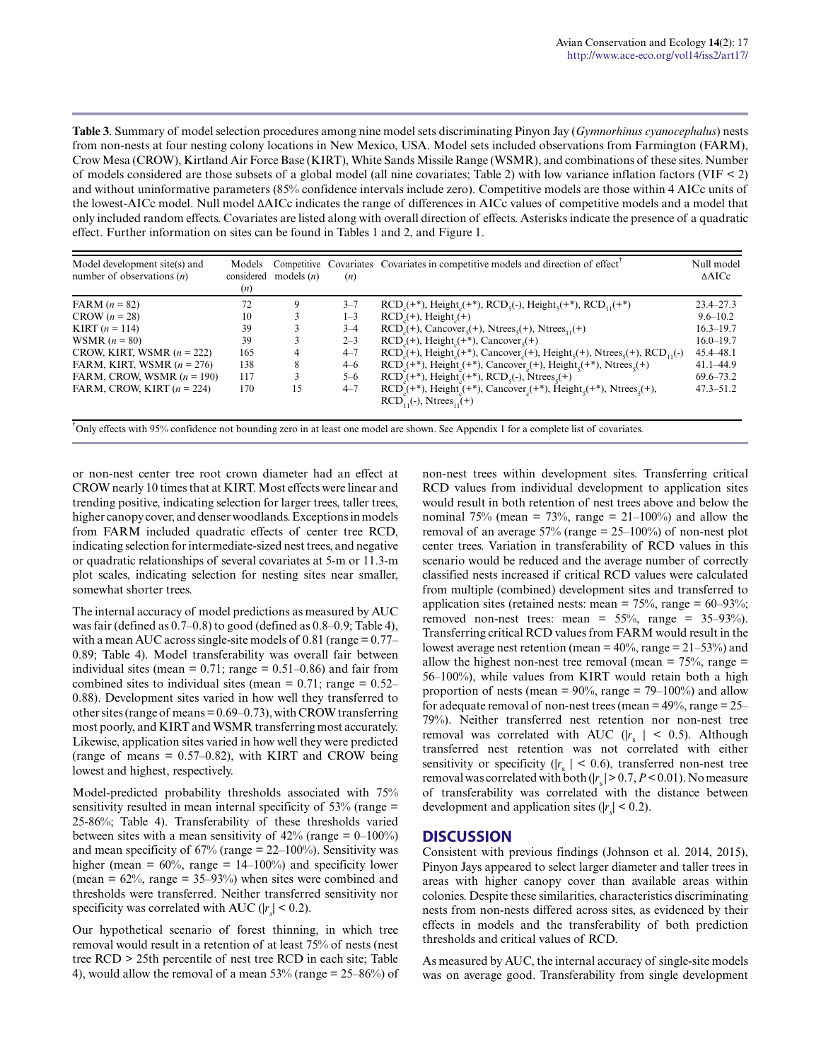**Table 3**. Summary of model selection procedures among nine model sets discriminating Pinyon Jay (*Gymnorhinus cyanocephalus*) nests from non-nests at four nesting colony locations in New Mexico, USA. Model sets included observations from Farmington (FARM), Crow Mesa (CROW), Kirtland Air Force Base (KIRT), White Sands Missile Range (WSMR), and combinations of these sites. Number of models considered are those subsets of a global model (all nine covariates; Table 2) with low variance inflation factors (VIF < 2) and without uninformative parameters (85% confidence intervals include zero). Competitive models are those within 4 AICc units of the lowest-AICc model. Null model ΔAICc indicates the range of differences in AICc values of competitive models and a model that only included random effects. Covariates are listed along with overall direction of effects. Asterisks indicate the presence of a quadratic effect. Further information on sites can be found in Tables 1 and 2, and Figure 1.

| Model development site(s) and number of observations ($n$) | Models considered ($n$) | Competitive models ($n$) | Covariates ($n$) | Covariates in competitive models and direction of effect[†] | Null model ΔAICc |
|---|---|---|---|---|---|
| FARM ($n$ = 82) | 72 | 9 | 3–7 | $RCD_c$(+*), $Height_c$(+*), $RCD_5$(-), $Height_5$(+*), $RCD_{11}$(+*) | 23.4–27.3 |
| CROW ($n$ = 28) | 10 | 3 | 1–3 | $RCD_c$(+), $Height_c$(+) | 9.6–10.2 |
| KIRT ($n$ = 114) | 39 | 3 | 3–4 | $RCD_c$(+), $Cancover_5$(+), $Ntrees_5$(+), $Ntrees_{11}$(+) | 16.3–19.7 |
| WSMR ($n$ = 80) | 39 | 3 | 2–3 | $RCD_c$(+), $Height_c$(+*), $Cancover_5$(+) | 16.0–19.7 |
| CROW, KIRT, WSMR ($n$ = 222) | 165 | 4 | 4–7 | $RCD_c$(+), $Height_c$(+*), $Cancover_c$(+), $Height_5$(+), $Ntrees_5$(+), $RCD_{11}$(-) | 45.4–48.1 |
| FARM, KIRT, WSMR ($n$ = 276) | 138 | 8 | 4–6 | $RCD_c$(+*), $Height_c$(+*), $Cancover_c$(+), $Height_5$(+*), $Ntrees_5$(+) | 41.1–44.9 |
| FARM, CROW, WSMR ($n$ = 190) | 117 | 3 | 5–6 | $RCD_c$(+*), $Height_c$(+*), $RCD_5$(-), $Ntrees_5$(+) | 69.6–73.2 |
| FARM, CROW, KIRT ($n$ = 224) | 170 | 15 | 4–7 | $RCD_c$(+*), $Height_c$(+*), $Cancover_c$(+*), $Height_5$(+*), $Ntrees_5$(+), $RCD_{11}$(-), $Ntrees_{11}$(+) | 47.3–51.2 |

[†]Only effects with 95% confidence not bounding zero in at least one model are shown. See Appendix 1 for a complete list of covariates.

or non-nest center tree root crown diameter had an effect at CROW nearly 10 times that at KIRT. Most effects were linear and trending positive, indicating selection for larger trees, taller trees, higher canopy cover, and denser woodlands. Exceptions in models from FARM included quadratic effects of center tree RCD, indicating selection for intermediate-sized nest trees, and negative or quadratic relationships of several covariates at 5-m or 11.3-m plot scales, indicating selection for nesting sites near smaller, somewhat shorter trees.

The internal accuracy of model predictions as measured by AUC was fair (defined as 0.7–0.8) to good (defined as 0.8–0.9; Table 4), with a mean AUC across single-site models of 0.81 (range = 0.77–0.89; Table 4). Model transferability was overall fair between individual sites (mean = 0.71; range = 0.51–0.86) and fair from combined sites to individual sites (mean = 0.71; range = 0.52–0.88). Development sites varied in how well they transferred to other sites (range of means = 0.69–0.73), with CROW transferring most poorly, and KIRT and WSMR transferring most accurately. Likewise, application sites varied in how well they were predicted (range of means = 0.57–0.82), with KIRT and CROW being lowest and highest, respectively.

Model-predicted probability thresholds associated with 75% sensitivity resulted in mean internal specificity of 53% (range = 25-86%; Table 4). Transferability of these thresholds varied between sites with a mean sensitivity of 42% (range = 0–100%) and mean specificity of 67% (range = 22–100%). Sensitivity was higher (mean = 60%, range = 14–100%) and specificity lower (mean = 62%, range = 35–93%) when sites were combined and thresholds were transferred. Neither transferred sensitivity nor specificity was correlated with AUC ($|r_s| < 0.2$).

Our hypothetical scenario of forest thinning, in which tree removal would result in a retention of at least 75% of nests (nest tree RCD > 25th percentile of nest tree RCD in each site; Table 4), would allow the removal of a mean 53% (range = 25–86%) of non-nest trees within development sites. Transferring critical RCD values from individual development to application sites would result in both retention of nest trees above and below the nominal 75% (mean = 73%, range = 21–100%) and allow the removal of an average 57% (range = 25–100%) of non-nest plot center trees. Variation in transferability of RCD values in this scenario would be reduced and the average number of correctly classified nests increased if critical RCD values were calculated from multiple (combined) development sites and transferred to application sites (retained nests: mean = 75%, range = 60–93%; removed non-nest trees: mean = 55%, range = 35–93%). Transferring critical RCD values from FARM would result in the lowest average nest retention (mean = 40%, range = 21–53%) and allow the highest non-nest tree removal (mean = 75%, range = 56–100%), while values from KIRT would retain both a high proportion of nests (mean = 90%, range = 79–100%) and allow for adequate removal of non-nest trees (mean = 49%, range = 25–79%). Neither transferred nest retention nor non-nest tree removal was correlated with AUC ($|r_s| < 0.5$). Although transferred nest retention was not correlated with either sensitivity or specificity ($|r_s| < 0.6$), transferred non-nest tree removal was correlated with both ($|r_s| > 0.7$, $P < 0.01$). No measure of transferability was correlated with the distance between development and application sites ($|r_s| < 0.2$).

## DISCUSSION

Consistent with previous findings (Johnson et al. 2014, 2015), Pinyon Jays appeared to select larger diameter and taller trees in areas with higher canopy cover than available areas within colonies. Despite these similarities, characteristics discriminating nests from non-nests differed across sites, as evidenced by their effects in models and the transferability of both prediction thresholds and critical values of RCD.

As measured by AUC, the internal accuracy of single-site models was on average good. Transferability from single development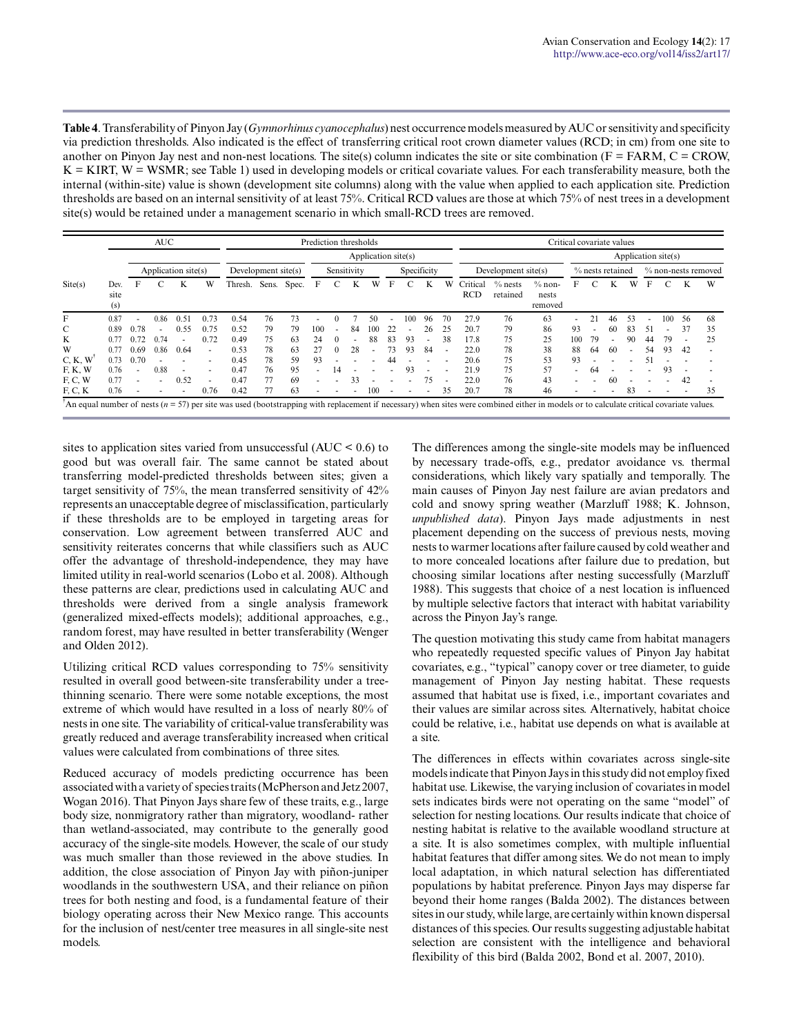**Table 4**. Transferability of Pinyon Jay (*Gymnorhinus cyanocephalus*) nest occurrence models measured by AUC or sensitivity and specificity via prediction thresholds. Also indicated is the effect of transferring critical root crown diameter values (RCD; in cm) from one site to another on Pinyon Jay nest and non-nest locations. The site(s) column indicates the site or site combination (F = FARM, C = CROW, K = KIRT, W = WSMR; see Table 1) used in developing models or critical covariate values. For each transferability measure, both the internal (within-site) value is shown (development site columns) along with the value when applied to each application site. Prediction thresholds are based on an internal sensitivity of at least 75%. Critical RCD values are those at which 75% of nest trees in a development site(s) would be retained under a management scenario in which small-RCD trees are removed.

| | AUC | | | | | Prediction thresholds | | | | | | | | | | | | Critical covariate values | | | | | | | | | | |
|---|---|---|---|---|---|---|---|---|---|---|---|---|---|---|---|---|---|---|---|---|---|---|---|---|---|---|---|---|
| | | | | | | | | | Application site(s) | | | | | | | | | | | Application site(s) | | | | | | | |
| | | Application site(s) | | | | Development site(s) | | | Sensitivity | | | | Specificity | | | | Development site(s) | | | % nests retained | | | | % non-nests removed | | | |
| Site(s) | Dev. site (s) | F | C | K | W | Thresh. | Sens. | Spec. | F | C | K | W | F | C | K | W | Critical RCD | % nests retained | % non-nests removed | F | C | K | W | F | C | K | W |
| F | 0.87 | - | 0.86 | 0.51 | 0.73 | 0.54 | 76 | 73 | - | 0 | 7 | 50 | - | 100 | 96 | 70 | 27.9 | 76 | 63 | - | 21 | 46 | 53 | - | 100 | 56 | 68 |
| C | 0.89 | 0.78 | - | 0.55 | 0.75 | 0.52 | 79 | 79 | 100 | - | 84 | 100 | 22 | - | 26 | 25 | 20.7 | 79 | 86 | 93 | - | 60 | 83 | 51 | - | 37 | 35 |
| K | 0.77 | 0.72 | 0.74 | - | 0.72 | 0.49 | 75 | 63 | 24 | 0 | - | 88 | 83 | 93 | - | 38 | 17.8 | 75 | 25 | 100 | 79 | - | 90 | 44 | 79 | - | 25 |
| W | 0.77 | 0.69 | 0.86 | 0.64 | - | 0.53 | 78 | 63 | 27 | 0 | 28 | - | 73 | 93 | 84 | - | 22.0 | 78 | 38 | 88 | 64 | 60 | - | 54 | 93 | 42 | - |
| C, K, W[†] | 0.73 | 0.70 | - | - | - | 0.45 | 78 | 59 | 93 | - | - | - | 44 | - | - | - | 20.6 | 75 | 53 | 93 | - | - | - | 51 | - | - | - |
| F, K, W | 0.76 | - | 0.88 | - | - | 0.47 | 76 | 95 | - | 14 | - | - | - | 93 | - | - | 21.9 | 75 | 57 | - | 64 | - | - | - | 93 | - | - |
| F, C, W | 0.77 | - | - | 0.52 | - | 0.47 | 77 | 69 | - | - | 33 | - | - | - | 75 | - | 22.0 | 76 | 43 | - | - | 60 | - | - | - | 42 | - |
| F, C, K | 0.76 | - | - | - | 0.76 | 0.42 | 77 | 63 | - | - | - | 100 | - | - | - | 35 | 20.7 | 78 | 46 | - | - | - | 83 | - | - | - | 35 |

[†]An equal number of nests ($n = 57$) per site was used (bootstrapping with replacement if necessary) when sites were combined either in models or to calculate critical covariate values.

sites to application sites varied from unsuccessful (AUC < 0.6) to good but was overall fair. The same cannot be stated about transferring model-predicted thresholds between sites; given a target sensitivity of 75%, the mean transferred sensitivity of 42% represents an unacceptable degree of misclassification, particularly if these thresholds are to be employed in targeting areas for conservation. Low agreement between transferred AUC and sensitivity reiterates concerns that while classifiers such as AUC offer the advantage of threshold-independence, they may have limited utility in real-world scenarios (Lobo et al. 2008). Although these patterns are clear, predictions used in calculating AUC and thresholds were derived from a single analysis framework (generalized mixed-effects models); additional approaches, e.g., random forest, may have resulted in better transferability (Wenger and Olden 2012).

Utilizing critical RCD values corresponding to 75% sensitivity resulted in overall good between-site transferability under a tree-thinning scenario. There were some notable exceptions, the most extreme of which would have resulted in a loss of nearly 80% of nests in one site. The variability of critical-value transferability was greatly reduced and average transferability increased when critical values were calculated from combinations of three sites.

Reduced accuracy of models predicting occurrence has been associated with a variety of species traits (McPherson and Jetz 2007, Wogan 2016). That Pinyon Jays share few of these traits, e.g., large body size, nonmigratory rather than migratory, woodland- rather than wetland-associated, may contribute to the generally good accuracy of the single-site models. However, the scale of our study was much smaller than those reviewed in the above studies. In addition, the close association of Pinyon Jay with piñon-juniper woodlands in the southwestern USA, and their reliance on piñon trees for both nesting and food, is a fundamental feature of their biology operating across their New Mexico range. This accounts for the inclusion of nest/center tree measures in all single-site nest models.

The differences among the single-site models may be influenced by necessary trade-offs, e.g., predator avoidance vs. thermal considerations, which likely vary spatially and temporally. The main causes of Pinyon Jay nest failure are avian predators and cold and snowy spring weather (Marzluff 1988; K. Johnson, *unpublished data*). Pinyon Jays made adjustments in nest placement depending on the success of previous nests, moving nests to warmer locations after failure caused by cold weather and to more concealed locations after failure due to predation, but choosing similar locations after nesting successfully (Marzluff 1988). This suggests that choice of a nest location is influenced by multiple selective factors that interact with habitat variability across the Pinyon Jay's range.

The question motivating this study came from habitat managers who repeatedly requested specific values of Pinyon Jay habitat covariates, e.g., "typical" canopy cover or tree diameter, to guide management of Pinyon Jay nesting habitat. These requests assumed that habitat use is fixed, i.e., important covariates and their values are similar across sites. Alternatively, habitat choice could be relative, i.e., habitat use depends on what is available at a site.

The differences in effects within covariates across single-site models indicate that Pinyon Jays in this study did not employ fixed habitat use. Likewise, the varying inclusion of covariates in model sets indicates birds were not operating on the same "model" of selection for nesting locations. Our results indicate that choice of nesting habitat is relative to the available woodland structure at a site. It is also sometimes complex, with multiple influential habitat features that differ among sites. We do not mean to imply local adaptation, in which natural selection has differentiated populations by habitat preference. Pinyon Jays may disperse far beyond their home ranges (Balda 2002). The distances between sites in our study, while large, are certainly within known dispersal distances of this species. Our results suggesting adjustable habitat selection are consistent with the intelligence and behavioral flexibility of this bird (Balda 2002, Bond et al. 2007, 2010).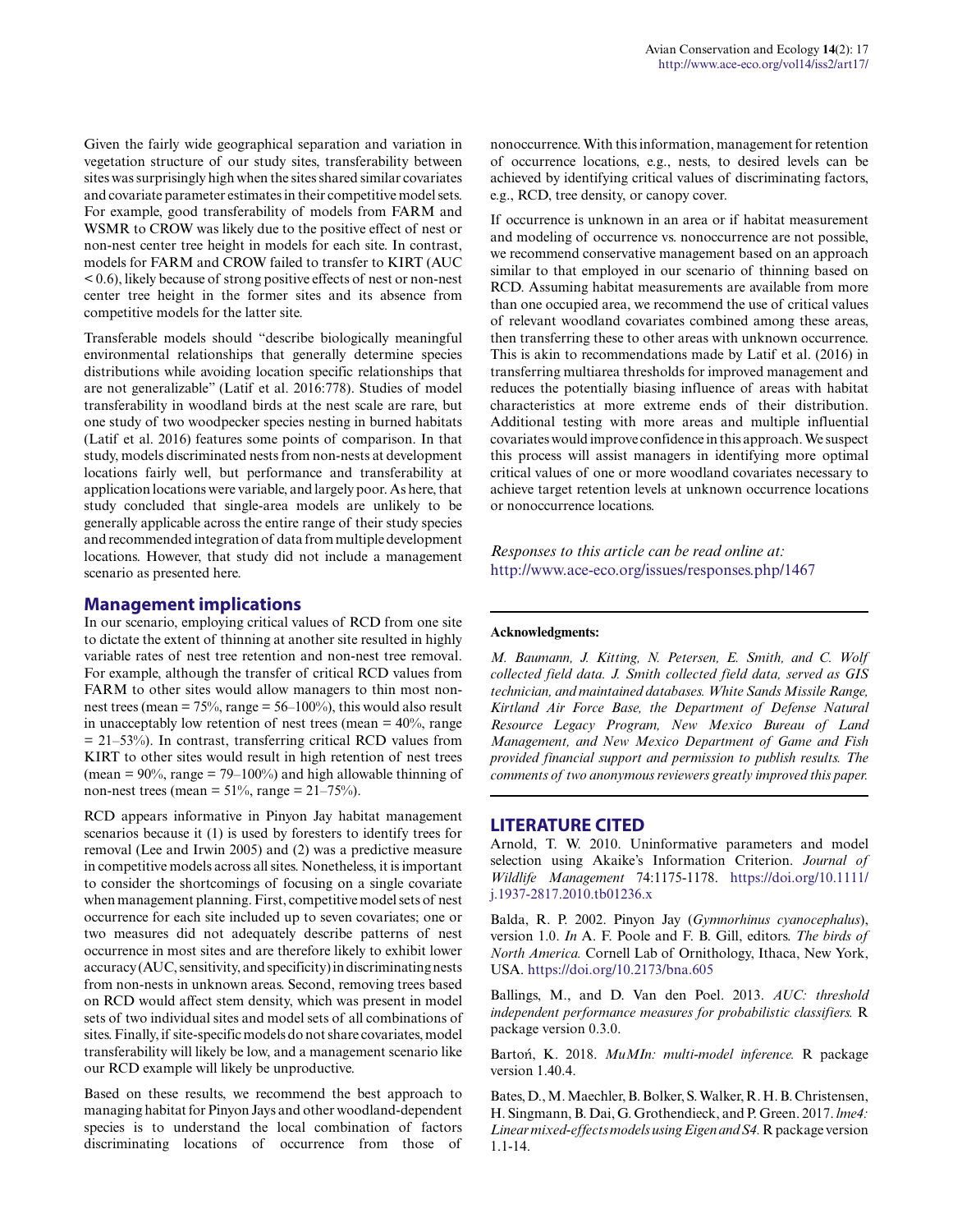Given the fairly wide geographical separation and variation in vegetation structure of our study sites, transferability between sites was surprisingly high when the sites shared similar covariates and covariate parameter estimates in their competitive model sets. For example, good transferability of models from FARM and WSMR to CROW was likely due to the positive effect of nest or non-nest center tree height in models for each site. In contrast, models for FARM and CROW failed to transfer to KIRT (AUC < 0.6), likely because of strong positive effects of nest or non-nest center tree height in the former sites and its absence from competitive models for the latter site.

Transferable models should "describe biologically meaningful environmental relationships that generally determine species distributions while avoiding location specific relationships that are not generalizable" (Latif et al. 2016:778). Studies of model transferability in woodland birds at the nest scale are rare, but one study of two woodpecker species nesting in burned habitats (Latif et al. 2016) features some points of comparison. In that study, models discriminated nests from non-nests at development locations fairly well, but performance and transferability at application locations were variable, and largely poor. As here, that study concluded that single-area models are unlikely to be generally applicable across the entire range of their study species and recommended integration of data from multiple development locations. However, that study did not include a management scenario as presented here.

## Management implications

In our scenario, employing critical values of RCD from one site to dictate the extent of thinning at another site resulted in highly variable rates of nest tree retention and non-nest tree removal. For example, although the transfer of critical RCD values from FARM to other sites would allow managers to thin most non-nest trees (mean = 75%, range = 56–100%), this would also result in unacceptably low retention of nest trees (mean = 40%, range = 21–53%). In contrast, transferring critical RCD values from KIRT to other sites would result in high retention of nest trees (mean = 90%, range = 79–100%) and high allowable thinning of non-nest trees (mean = 51%, range = 21–75%).

RCD appears informative in Pinyon Jay habitat management scenarios because it (1) is used by foresters to identify trees for removal (Lee and Irwin 2005) and (2) was a predictive measure in competitive models across all sites. Nonetheless, it is important to consider the shortcomings of focusing on a single covariate when management planning. First, competitive model sets of nest occurrence for each site included up to seven covariates; one or two measures did not adequately describe patterns of nest occurrence in most sites and are therefore likely to exhibit lower accuracy (AUC, sensitivity, and specificity) in discriminating nests from non-nests in unknown areas. Second, removing trees based on RCD would affect stem density, which was present in model sets of two individual sites and model sets of all combinations of sites. Finally, if site-specific models do not share covariates, model transferability will likely be low, and a management scenario like our RCD example will likely be unproductive.

Based on these results, we recommend the best approach to managing habitat for Pinyon Jays and other woodland-dependent species is to understand the local combination of factors discriminating locations of occurrence from those of nonoccurrence. With this information, management for retention of occurrence locations, e.g., nests, to desired levels can be achieved by identifying critical values of discriminating factors, e.g., RCD, tree density, or canopy cover.

If occurrence is unknown in an area or if habitat measurement and modeling of occurrence vs. nonoccurrence are not possible, we recommend conservative management based on an approach similar to that employed in our scenario of thinning based on RCD. Assuming habitat measurements are available from more than one occupied area, we recommend the use of critical values of relevant woodland covariates combined among these areas, then transferring these to other areas with unknown occurrence. This is akin to recommendations made by Latif et al. (2016) in transferring multiarea thresholds for improved management and reduces the potentially biasing influence of areas with habitat characteristics at more extreme ends of their distribution. Additional testing with more areas and multiple influential covariates would improve confidence in this approach. We suspect this process will assist managers in identifying more optimal critical values of one or more woodland covariates necessary to achieve target retention levels at unknown occurrence locations or nonoccurrence locations.

*Responses to this article can be read online at:*
http://www.ace-eco.org/issues/responses.php/1467

---

**Acknowledgments:**

*M. Baumann, J. Kitting, N. Petersen, E. Smith, and C. Wolf collected field data. J. Smith collected field data, served as GIS technician, and maintained databases. White Sands Missile Range, Kirtland Air Force Base, the Department of Defense Natural Resource Legacy Program, New Mexico Bureau of Land Management, and New Mexico Department of Game and Fish provided financial support and permission to publish results. The comments of two anonymous reviewers greatly improved this paper.*

---

## LITERATURE CITED

Arnold, T. W. 2010. Uninformative parameters and model selection using Akaike's Information Criterion. *Journal of Wildlife Management* 74:1175-1178. https://doi.org/10.1111/j.1937-2817.2010.tb01236.x

Balda, R. P. 2002. Pinyon Jay (*Gymnorhinus cyanocephalus*), version 1.0. *In* A. F. Poole and F. B. Gill, editors. *The birds of North America.* Cornell Lab of Ornithology, Ithaca, New York, USA. https://doi.org/10.2173/bna.605

Ballings, M., and D. Van den Poel. 2013. *AUC: threshold independent performance measures for probabilistic classifiers.* R package version 0.3.0.

Bartoń, K. 2018. *MuMIn: multi-model inference.* R package version 1.40.4.

Bates, D., M. Maechler, B. Bolker, S. Walker, R. H. B. Christensen, H. Singmann, B. Dai, G. Grothendieck, and P. Green. 2017. *lme4: Linear mixed-effects models using Eigen and S4.* R package version 1.1-14.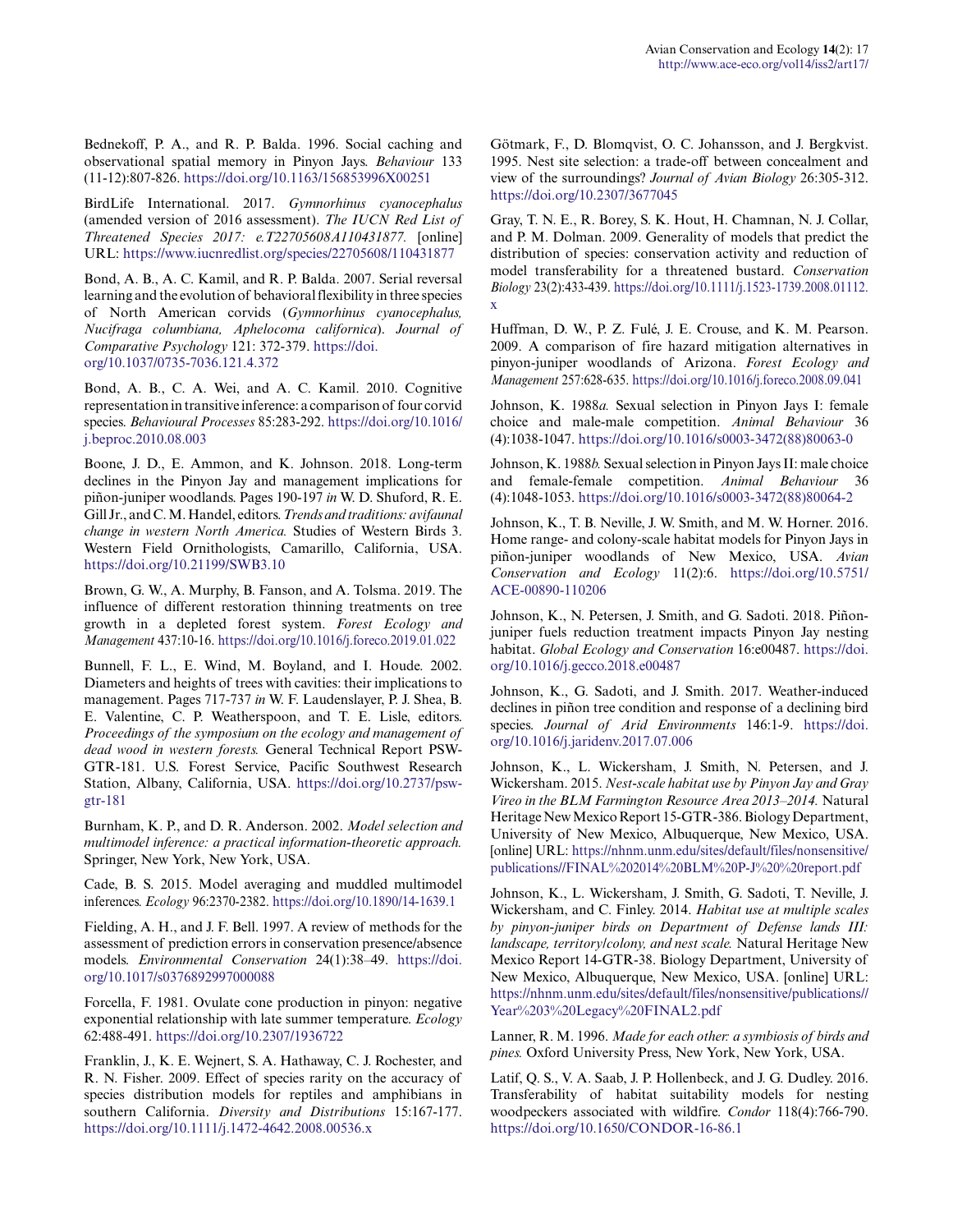Bednekoff, P. A., and R. P. Balda. 1996. Social caching and observational spatial memory in Pinyon Jays. *Behaviour* 133 (11-12):807-826. https://doi.org/10.1163/156853996X00251

BirdLife International. 2017. *Gymnorhinus cyanocephalus* (amended version of 2016 assessment). *The IUCN Red List of Threatened Species 2017: e.T22705608A110431877.* [online] URL: https://www.iucnredlist.org/species/22705608/110431877

Bond, A. B., A. C. Kamil, and R. P. Balda. 2007. Serial reversal learning and the evolution of behavioral flexibility in three species of North American corvids (*Gymnorhinus cyanocephalus, Nucifraga columbiana, Aphelocoma californica*). *Journal of Comparative Psychology* 121: 372-379. https://doi.org/10.1037/0735-7036.121.4.372

Bond, A. B., C. A. Wei, and A. C. Kamil. 2010. Cognitive representation in transitive inference: a comparison of four corvid species. *Behavioural Processes* 85:283-292. https://doi.org/10.1016/j.beproc.2010.08.003

Boone, J. D., E. Ammon, and K. Johnson. 2018. Long-term declines in the Pinyon Jay and management implications for piñon-juniper woodlands. Pages 190-197 *in* W. D. Shuford, R. E. Gill Jr., and C. M. Handel, editors. *Trends and traditions: avifaunal change in western North America.* Studies of Western Birds 3. Western Field Ornithologists, Camarillo, California, USA. https://doi.org/10.21199/SWB3.10

Brown, G. W., A. Murphy, B. Fanson, and A. Tolsma. 2019. The influence of different restoration thinning treatments on tree growth in a depleted forest system. *Forest Ecology and Management* 437:10-16. https://doi.org/10.1016/j.foreco.2019.01.022

Bunnell, F. L., E. Wind, M. Boyland, and I. Houde. 2002. Diameters and heights of trees with cavities: their implications to management. Pages 717-737 *in* W. F. Laudenslayer, P. J. Shea, B. E. Valentine, C. P. Weatherspoon, and T. E. Lisle, editors. *Proceedings of the symposium on the ecology and management of dead wood in western forests.* General Technical Report PSW-GTR-181. U.S. Forest Service, Pacific Southwest Research Station, Albany, California, USA. https://doi.org/10.2737/psw-gtr-181

Burnham, K. P., and D. R. Anderson. 2002. *Model selection and multimodel inference: a practical information-theoretic approach.* Springer, New York, New York, USA.

Cade, B. S. 2015. Model averaging and muddled multimodel inferences. *Ecology* 96:2370-2382. https://doi.org/10.1890/14-1639.1

Fielding, A. H., and J. F. Bell. 1997. A review of methods for the assessment of prediction errors in conservation presence/absence models. *Environmental Conservation* 24(1):38–49. https://doi.org/10.1017/s0376892997000088

Forcella, F. 1981. Ovulate cone production in pinyon: negative exponential relationship with late summer temperature. *Ecology* 62:488-491. https://doi.org/10.2307/1936722

Franklin, J., K. E. Wejnert, S. A. Hathaway, C. J. Rochester, and R. N. Fisher. 2009. Effect of species rarity on the accuracy of species distribution models for reptiles and amphibians in southern California. *Diversity and Distributions* 15:167-177. https://doi.org/10.1111/j.1472-4642.2008.00536.x

Götmark, F., D. Blomqvist, O. C. Johansson, and J. Bergkvist. 1995. Nest site selection: a trade-off between concealment and view of the surroundings? *Journal of Avian Biology* 26:305-312. https://doi.org/10.2307/3677045

Gray, T. N. E., R. Borey, S. K. Hout, H. Chamnan, N. J. Collar, and P. M. Dolman. 2009. Generality of models that predict the distribution of species: conservation activity and reduction of model transferability for a threatened bustard. *Conservation Biology* 23(2):433-439. https://doi.org/10.1111/j.1523-1739.2008.01112.x

Huffman, D. W., P. Z. Fulé, J. E. Crouse, and K. M. Pearson. 2009. A comparison of fire hazard mitigation alternatives in pinyon-juniper woodlands of Arizona. *Forest Ecology and Management* 257:628-635. https://doi.org/10.1016/j.foreco.2008.09.041

Johnson, K. 1988*a.* Sexual selection in Pinyon Jays I: female choice and male-male competition. *Animal Behaviour* 36 (4):1038-1047. https://doi.org/10.1016/s0003-3472(88)80063-0

Johnson, K. 1988*b.* Sexual selection in Pinyon Jays II: male choice and female-female competition. *Animal Behaviour* 36 (4):1048-1053. https://doi.org/10.1016/s0003-3472(88)80064-2

Johnson, K., T. B. Neville, J. W. Smith, and M. W. Horner. 2016. Home range- and colony-scale habitat models for Pinyon Jays in piñon-juniper woodlands of New Mexico, USA. *Avian Conservation and Ecology* 11(2):6. https://doi.org/10.5751/ACE-00890-110206

Johnson, K., N. Petersen, J. Smith, and G. Sadoti. 2018. Piñon-juniper fuels reduction treatment impacts Pinyon Jay nesting habitat. *Global Ecology and Conservation* 16:e00487. https://doi.org/10.1016/j.gecco.2018.e00487

Johnson, K., G. Sadoti, and J. Smith. 2017. Weather-induced declines in piñon tree condition and response of a declining bird species. *Journal of Arid Environments* 146:1-9. https://doi.org/10.1016/j.jaridenv.2017.07.006

Johnson, K., L. Wickersham, J. Smith, N. Petersen, and J. Wickersham. 2015. *Nest-scale habitat use by Pinyon Jay and Gray Vireo in the BLM Farmington Resource Area 2013–2014.* Natural Heritage New Mexico Report 15-GTR-386. Biology Department, University of New Mexico, Albuquerque, New Mexico, USA. [online] URL: https://nhnm.unm.edu/sites/default/files/nonsensitive/publications//FINAL%202014%20BLM%20P-J%20%20report.pdf

Johnson, K., L. Wickersham, J. Smith, G. Sadoti, T. Neville, J. Wickersham, and C. Finley. 2014. *Habitat use at multiple scales by pinyon-juniper birds on Department of Defense lands III: landscape, territory/colony, and nest scale.* Natural Heritage New Mexico Report 14-GTR-38. Biology Department, University of New Mexico, Albuquerque, New Mexico, USA. [online] URL: https://nhnm.unm.edu/sites/default/files/nonsensitive/publications//Year%203%20Legacy%20FINAL2.pdf

Lanner, R. M. 1996. *Made for each other: a symbiosis of birds and pines.* Oxford University Press, New York, New York, USA.

Latif, Q. S., V. A. Saab, J. P. Hollenbeck, and J. G. Dudley. 2016. Transferability of habitat suitability models for nesting woodpeckers associated with wildfire. *Condor* 118(4):766-790. https://doi.org/10.1650/CONDOR-16-86.1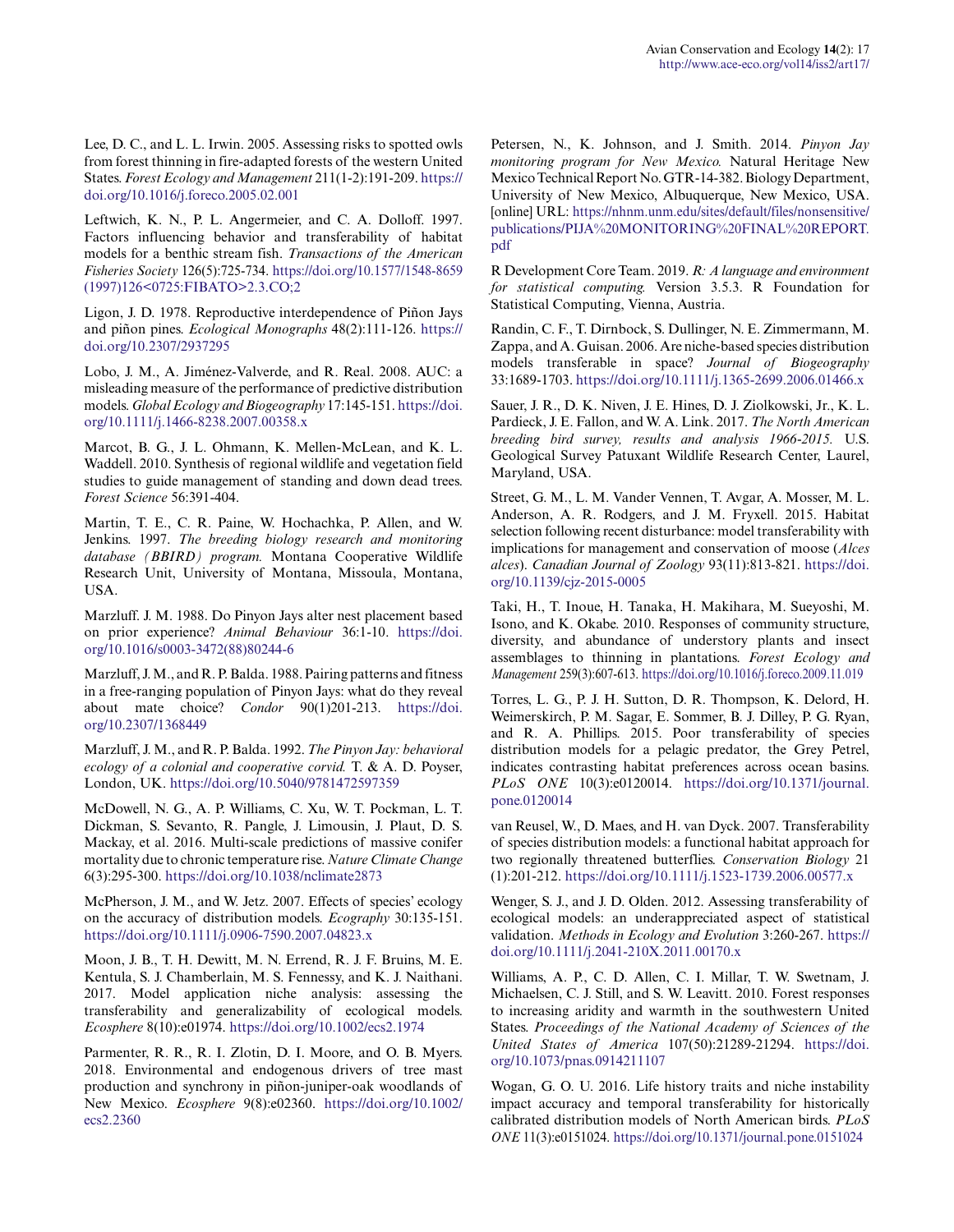Lee, D. C., and L. L. Irwin. 2005. Assessing risks to spotted owls from forest thinning in fire-adapted forests of the western United States. *Forest Ecology and Management* 211(1-2):191-209. https://doi.org/10.1016/j.foreco.2005.02.001

Leftwich, K. N., P. L. Angermeier, and C. A. Dolloff. 1997. Factors influencing behavior and transferability of habitat models for a benthic stream fish. *Transactions of the American Fisheries Society* 126(5):725-734. https://doi.org/10.1577/1548-8659(1997)126<0725:FIBATO>2.3.CO;2

Ligon, J. D. 1978. Reproductive interdependence of Piñon Jays and piñon pines. *Ecological Monographs* 48(2):111-126. https://doi.org/10.2307/2937295

Lobo, J. M., A. Jiménez-Valverde, and R. Real. 2008. AUC: a misleading measure of the performance of predictive distribution models. *Global Ecology and Biogeography* 17:145-151. https://doi.org/10.1111/j.1466-8238.2007.00358.x

Marcot, B. G., J. L. Ohmann, K. Mellen-McLean, and K. L. Waddell. 2010. Synthesis of regional wildlife and vegetation field studies to guide management of standing and down dead trees. *Forest Science* 56:391-404.

Martin, T. E., C. R. Paine, W. Hochachka, P. Allen, and W. Jenkins. 1997. *The breeding biology research and monitoring database (BBIRD) program.* Montana Cooperative Wildlife Research Unit, University of Montana, Missoula, Montana, USA.

Marzluff. J. M. 1988. Do Pinyon Jays alter nest placement based on prior experience? *Animal Behaviour* 36:1-10. https://doi.org/10.1016/s0003-3472(88)80244-6

Marzluff, J. M., and R. P. Balda. 1988. Pairing patterns and fitness in a free-ranging population of Pinyon Jays: what do they reveal about mate choice? *Condor* 90(1)201-213. https://doi.org/10.2307/1368449

Marzluff, J. M., and R. P. Balda. 1992. *The Pinyon Jay: behavioral ecology of a colonial and cooperative corvid.* T. & A. D. Poyser, London, UK. https://doi.org/10.5040/9781472597359

McDowell, N. G., A. P. Williams, C. Xu, W. T. Pockman, L. T. Dickman, S. Sevanto, R. Pangle, J. Limousin, J. Plaut, D. S. Mackay, et al. 2016. Multi-scale predictions of massive conifer mortality due to chronic temperature rise. *Nature Climate Change* 6(3):295-300. https://doi.org/10.1038/nclimate2873

McPherson, J. M., and W. Jetz. 2007. Effects of species' ecology on the accuracy of distribution models. *Ecography* 30:135-151. https://doi.org/10.1111/j.0906-7590.2007.04823.x

Moon, J. B., T. H. Dewitt, M. N. Errend, R. J. F. Bruins, M. E. Kentula, S. J. Chamberlain, M. S. Fennessy, and K. J. Naithani. 2017. Model application niche analysis: assessing the transferability and generalizability of ecological models. *Ecosphere* 8(10):e01974. https://doi.org/10.1002/ecs2.1974

Parmenter, R. R., R. I. Zlotin, D. I. Moore, and O. B. Myers. 2018. Environmental and endogenous drivers of tree mast production and synchrony in piñon-juniper-oak woodlands of New Mexico. *Ecosphere* 9(8):e02360. https://doi.org/10.1002/ecs2.2360

Petersen, N., K. Johnson, and J. Smith. 2014. *Pinyon Jay monitoring program for New Mexico.* Natural Heritage New Mexico Technical Report No. GTR-14-382. Biology Department, University of New Mexico, Albuquerque, New Mexico, USA. [online] URL: https://nhnm.unm.edu/sites/default/files/nonsensitive/publications/PIJA%20MONITORING%20FINAL%20REPORT.pdf

R Development Core Team. 2019. *R: A language and environment for statistical computing.* Version 3.5.3. R Foundation for Statistical Computing, Vienna, Austria.

Randin, C. F., T. Dirnbock, S. Dullinger, N. E. Zimmermann, M. Zappa, and A. Guisan. 2006. Are niche-based species distribution models transferable in space? *Journal of Biogeography* 33:1689-1703. https://doi.org/10.1111/j.1365-2699.2006.01466.x

Sauer, J. R., D. K. Niven, J. E. Hines, D. J. Ziolkowski, Jr., K. L. Pardieck, J. E. Fallon, and W. A. Link. 2017. *The North American breeding bird survey, results and analysis 1966-2015.* U.S. Geological Survey Patuxent Wildlife Research Center, Laurel, Maryland, USA.

Street, G. M., L. M. Vander Vennen, T. Avgar, A. Mosser, M. L. Anderson, A. R. Rodgers, and J. M. Fryxell. 2015. Habitat selection following recent disturbance: model transferability with implications for management and conservation of moose (*Alces alces*). *Canadian Journal of Zoology* 93(11):813-821. https://doi.org/10.1139/cjz-2015-0005

Taki, H., T. Inoue, H. Tanaka, H. Makihara, M. Sueyoshi, M. Isono, and K. Okabe. 2010. Responses of community structure, diversity, and abundance of understory plants and insect assemblages to thinning in plantations. *Forest Ecology and Management* 259(3):607-613. https://doi.org/10.1016/j.foreco.2009.11.019

Torres, L. G., P. J. H. Sutton, D. R. Thompson, K. Delord, H. Weimerskirch, P. M. Sagar, E. Sommer, B. J. Dilley, P. G. Ryan, and R. A. Phillips. 2015. Poor transferability of species distribution models for a pelagic predator, the Grey Petrel, indicates contrasting habitat preferences across ocean basins. *PLoS ONE* 10(3):e0120014. https://doi.org/10.1371/journal.pone.0120014

van Reusel, W., D. Maes, and H. van Dyck. 2007. Transferability of species distribution models: a functional habitat approach for two regionally threatened butterflies. *Conservation Biology* 21(1):201-212. https://doi.org/10.1111/j.1523-1739.2006.00577.x

Wenger, S. J., and J. D. Olden. 2012. Assessing transferability of ecological models: an underappreciated aspect of statistical validation. *Methods in Ecology and Evolution* 3:260-267. https://doi.org/10.1111/j.2041-210X.2011.00170.x

Williams, A. P., C. D. Allen, C. I. Millar, T. W. Swetnam, J. Michaelsen, C. J. Still, and S. W. Leavitt. 2010. Forest responses to increasing aridity and warmth in the southwestern United States. *Proceedings of the National Academy of Sciences of the United States of America* 107(50):21289-21294. https://doi.org/10.1073/pnas.0914211107

Wogan, G. O. U. 2016. Life history traits and niche instability impact accuracy and temporal transferability for historically calibrated distribution models of North American birds. *PLoS ONE* 11(3):e0151024. https://doi.org/10.1371/journal.pone.0151024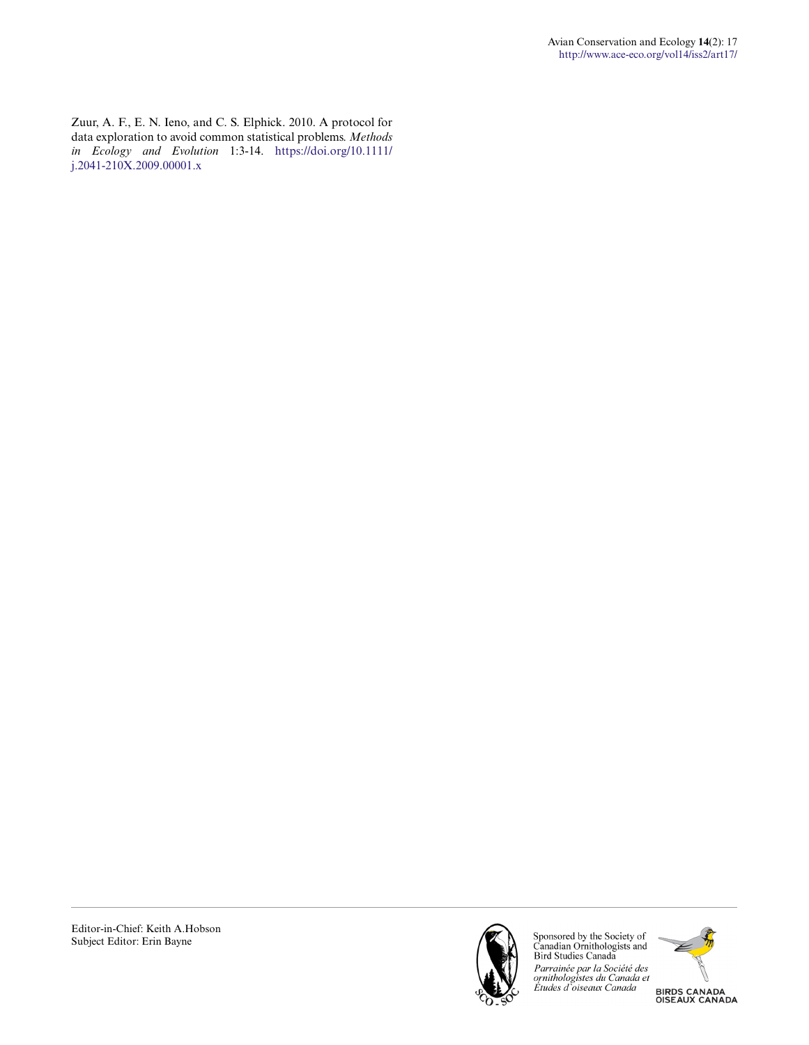Zuur, A. F., E. N. Ieno, and C. S. Elphick. 2010. A protocol for data exploration to avoid common statistical problems. *Methods in Ecology and Evolution* 1:3-14. https://doi.org/10.1111/j.2041-210X.2009.00001.x

Editor-in-Chief: Keith A.Hobson
Subject Editor: Erin Bayne

Sponsored by the Society of Canadian Ornithologists and Bird Studies Canada

*Parrainée par la Société des ornithologistes du Canada et Études d'oiseaux Canada*

BIRDS CANADA
OISEAUX CANADA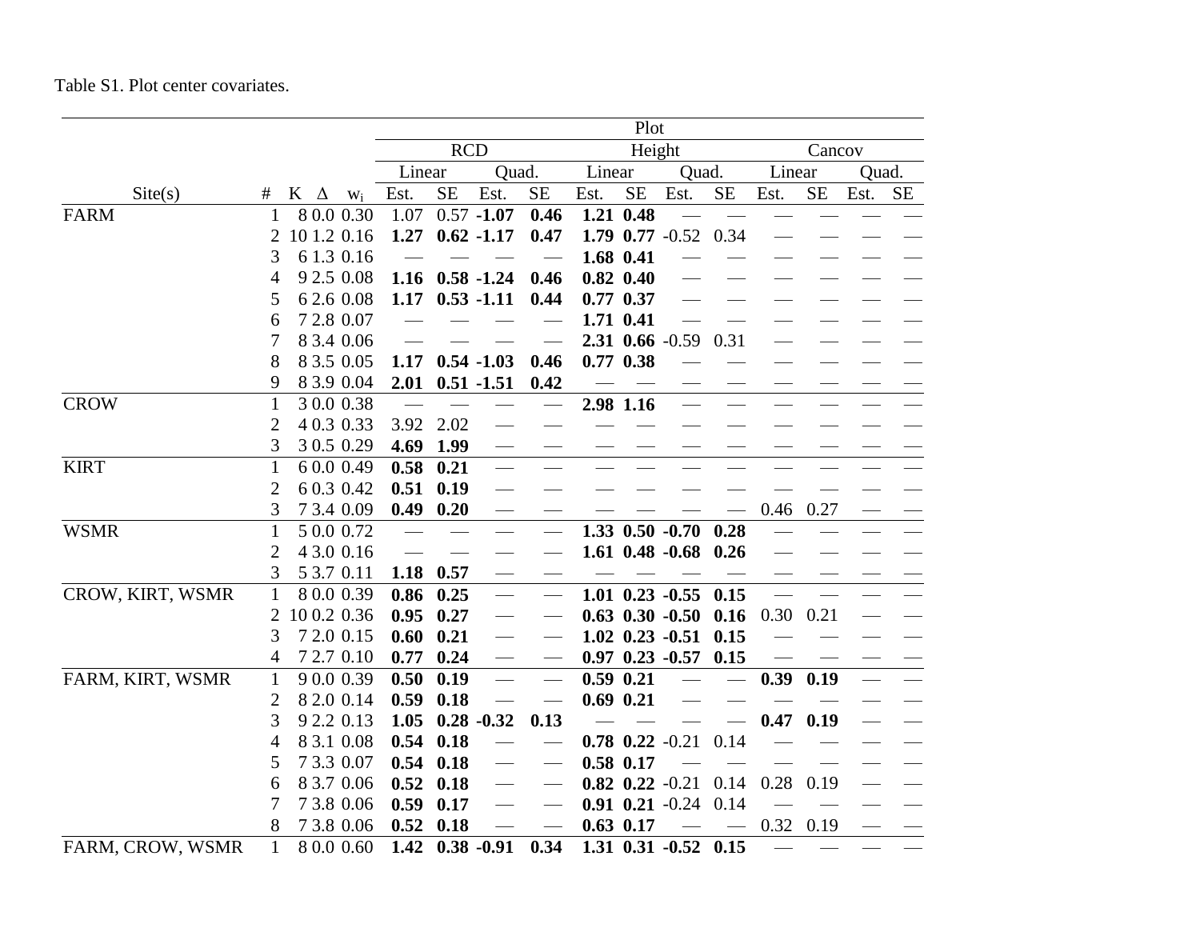Table S1. Plot center covariates.

| Site(s) | # | K | Δ | $w_i$ | Plot RCD Linear Est. | Plot RCD Linear SE | Plot RCD Quad. Est. | Plot RCD Quad. SE | Plot Height Linear Est. | Plot Height Linear SE | Plot Height Quad. Est. | Plot Height Quad. SE | Plot Cancov Linear Est. | Plot Cancov Linear SE | Plot Cancov Quad. Est. | Plot Cancov Quad. SE |
|---|---|---|---|---|---|---|---|---|---|---|---|---|---|---|---|---|
| FARM | 1 | 8 | 0.0 | 0.30 | 1.07 | 0.57 | **-1.07** | **0.46** | **1.21** | **0.48** | — | — | — | — | — | — |
| | 2 | 10 | 1.2 | 0.16 | **1.27** | **0.62** | **-1.17** | **0.47** | **1.79** | **0.77** | -0.52 | 0.34 | — | — | — | — |
| | 3 | 6 | 1.3 | 0.16 | — | — | — | — | **1.68** | **0.41** | — | — | — | — | — | — |
| | 4 | 9 | 2.5 | 0.08 | **1.16** | **0.58** | **-1.24** | **0.46** | **0.82** | **0.40** | — | — | — | — | — | — |
| | 5 | 6 | 2.6 | 0.08 | **1.17** | **0.53** | **-1.11** | **0.44** | **0.77** | **0.37** | — | — | — | — | — | — |
| | 6 | 7 | 2.8 | 0.07 | — | — | — | — | **1.71** | **0.41** | — | — | — | — | — | — |
| | 7 | 8 | 3.4 | 0.06 | — | — | — | — | **2.31** | **0.66** | -0.59 | 0.31 | — | — | — | — |
| | 8 | 8 | 3.5 | 0.05 | **1.17** | **0.54** | **-1.03** | **0.46** | **0.77** | **0.38** | — | — | — | — | — | — |
| | 9 | 8 | 3.9 | 0.04 | **2.01** | **0.51** | **-1.51** | **0.42** | — | — | — | — | — | — | — | — |
| CROW | 1 | 3 | 0.0 | 0.38 | — | — | — | — | **2.98** | **1.16** | — | — | — | — | — | — |
| | 2 | 4 | 0.3 | 0.33 | 3.92 | 2.02 | — | — | — | — | — | — | — | — | — | — |
| | 3 | 3 | 0.5 | 0.29 | **4.69** | **1.99** | — | — | — | — | — | — | — | — | — | — |
| KIRT | 1 | 6 | 0.0 | 0.49 | **0.58** | **0.21** | — | — | — | — | — | — | — | — | — | — |
| | 2 | 6 | 0.3 | 0.42 | **0.51** | **0.19** | — | — | — | — | — | — | — | — | — | — |
| | 3 | 7 | 3.4 | 0.09 | **0.49** | **0.20** | — | — | — | — | — | — | 0.46 | 0.27 | — | — |
| WSMR | 1 | 5 | 0.0 | 0.72 | — | — | — | — | **1.33** | **0.50** | **-0.70** | **0.28** | — | — | — | — |
| | 2 | 4 | 3.0 | 0.16 | — | — | — | — | **1.61** | **0.48** | **-0.68** | **0.26** | — | — | — | — |
| | 3 | 5 | 3.7 | 0.11 | **1.18** | **0.57** | — | — | — | — | — | — | — | — | — | — |
| CROW, KIRT, WSMR | 1 | 8 | 0.0 | 0.39 | **0.86** | **0.25** | — | — | **1.01** | **0.23** | **-0.55** | **0.15** | — | — | — | — |
| | 2 | 10 | 0.2 | 0.36 | **0.95** | **0.27** | — | — | **0.63** | **0.30** | **-0.50** | **0.16** | 0.30 | 0.21 | — | — |
| | 3 | 7 | 2.0 | 0.15 | **0.60** | **0.21** | — | — | **1.02** | **0.23** | **-0.51** | **0.15** | — | — | — | — |
| | 4 | 7 | 2.7 | 0.10 | **0.77** | **0.24** | — | — | **0.97** | **0.23** | **-0.57** | **0.15** | — | — | — | — |
| FARM, KIRT, WSMR | 1 | 9 | 0.0 | 0.39 | **0.50** | **0.19** | — | — | **0.59** | **0.21** | — | — | **0.39** | **0.19** | — | — |
| | 2 | 8 | 2.0 | 0.14 | **0.59** | **0.18** | — | — | **0.69** | **0.21** | — | — | — | — | — | — |
| | 3 | 9 | 2.2 | 0.13 | **1.05** | **0.28** | **-0.32** | **0.13** | — | — | — | — | **0.47** | **0.19** | — | — |
| | 4 | 8 | 3.1 | 0.08 | **0.54** | **0.18** | — | — | **0.78** | **0.22** | -0.21 | 0.14 | — | — | — | — |
| | 5 | 7 | 3.3 | 0.07 | **0.54** | **0.18** | — | — | **0.58** | **0.17** | — | — | — | — | — | — |
| | 6 | 8 | 3.7 | 0.06 | **0.52** | **0.18** | — | — | **0.82** | **0.22** | -0.21 | 0.14 | 0.28 | 0.19 | — | — |
| | 7 | 7 | 3.8 | 0.06 | **0.59** | **0.17** | — | — | **0.91** | **0.21** | -0.24 | 0.14 | — | — | — | — |
| | 8 | 7 | 3.8 | 0.06 | **0.52** | **0.18** | — | — | **0.63** | **0.17** | — | — | 0.32 | 0.19 | — | — |
| FARM, CROW, WSMR | 1 | 8 | 0.0 | 0.60 | **1.42** | **0.38** | **-0.91** | **0.34** | **1.31** | **0.31** | **-0.52** | **0.15** | — | — | — | — |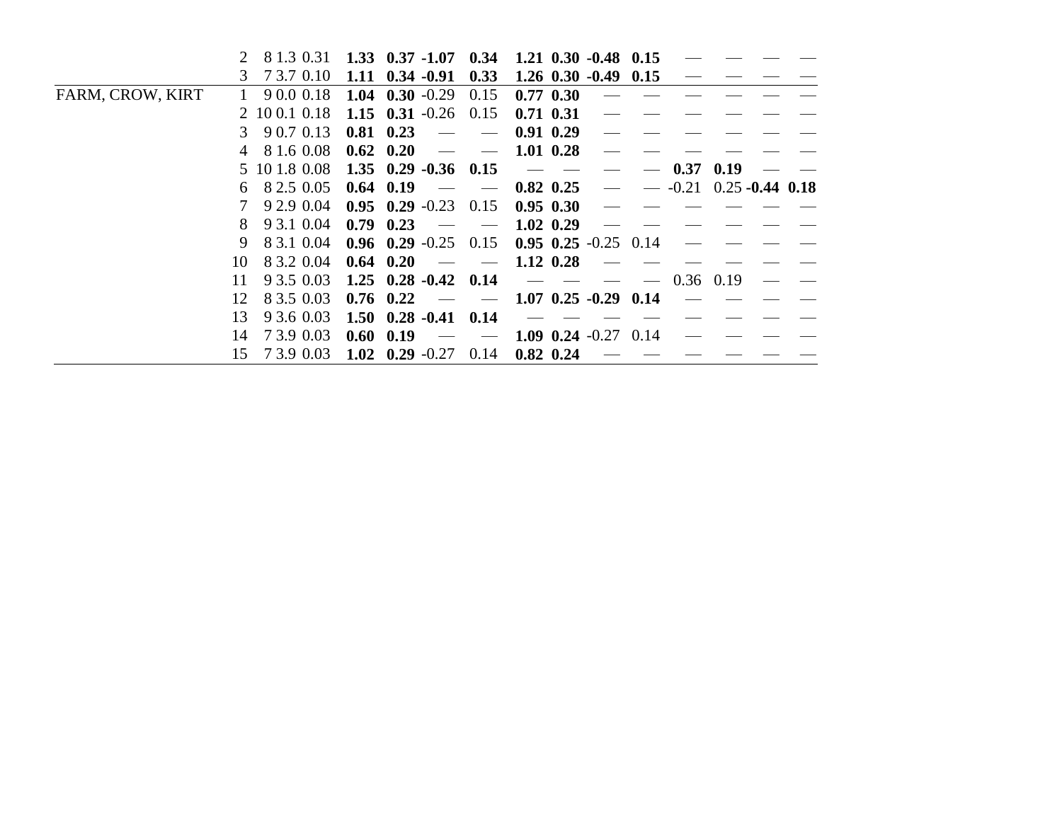| | | | | | | | | | | | | | | | | |
|---|---|---|---|---|---|---|---|---|---|---|---|---|---|---|---|---|
| | 2 | 8 | 1.3 | 0.31 | **1.33** | **0.37** | **-1.07** | **0.34** | **1.21** | **0.30** | **-0.48** | **0.15** | — | — | — | — |
| | 3 | 7 | 3.7 | 0.10 | **1.11** | **0.34** | **-0.91** | **0.33** | **1.26** | **0.30** | **-0.49** | **0.15** | — | — | — | — |
| FARM, CROW, KIRT | 1 | 9 | 0.0 | 0.18 | **1.04** | **0.30** | -0.29 | 0.15 | **0.77** | **0.30** | — | — | — | — | — | — |
| | 2 | 10 | 0.1 | 0.18 | **1.15** | **0.31** | -0.26 | 0.15 | **0.71** | **0.31** | — | — | — | — | — | — |
| | 3 | 9 | 0.7 | 0.13 | **0.81** | **0.23** | — | — | **0.91** | **0.29** | — | — | — | — | — | — |
| | 4 | 8 | 1.6 | 0.08 | **0.62** | **0.20** | — | — | **1.01** | **0.28** | — | — | — | — | — | — |
| | 5 | 10 | 1.8 | 0.08 | **1.35** | **0.29** | **-0.36** | **0.15** | — | — | — | — | **0.37** | **0.19** | — | — |
| | 6 | 8 | 2.5 | 0.05 | **0.64** | **0.19** | — | — | **0.82** | **0.25** | — | — | -0.21 | 0.25 | **-0.44** | **0.18** |
| | 7 | 9 | 2.9 | 0.04 | **0.95** | **0.29** | -0.23 | 0.15 | **0.95** | **0.30** | — | — | — | — | — | — |
| | 8 | 9 | 3.1 | 0.04 | **0.79** | **0.23** | — | — | **1.02** | **0.29** | — | — | — | — | — | — |
| | 9 | 8 | 3.1 | 0.04 | **0.96** | **0.29** | -0.25 | 0.15 | **0.95** | **0.25** | -0.25 | 0.14 | — | — | — | — |
| | 10 | 8 | 3.2 | 0.04 | **0.64** | **0.20** | — | — | **1.12** | **0.28** | — | — | — | — | — | — |
| | 11 | 9 | 3.5 | 0.03 | **1.25** | **0.28** | **-0.42** | **0.14** | — | — | — | — | 0.36 | 0.19 | — | — |
| | 12 | 8 | 3.5 | 0.03 | **0.76** | **0.22** | — | — | **1.07** | **0.25** | **-0.29** | **0.14** | — | — | — | — |
| | 13 | 9 | 3.6 | 0.03 | **1.50** | **0.28** | **-0.41** | **0.14** | — | — | — | — | — | — | — | — |
| | 14 | 7 | 3.9 | 0.03 | **0.60** | **0.19** | — | — | **1.09** | **0.24** | -0.27 | 0.14 | — | — | — | — |
| | 15 | 7 | 3.9 | 0.03 | **1.02** | **0.29** | -0.27 | 0.14 | **0.82** | **0.24** | — | — | — | — | — | — |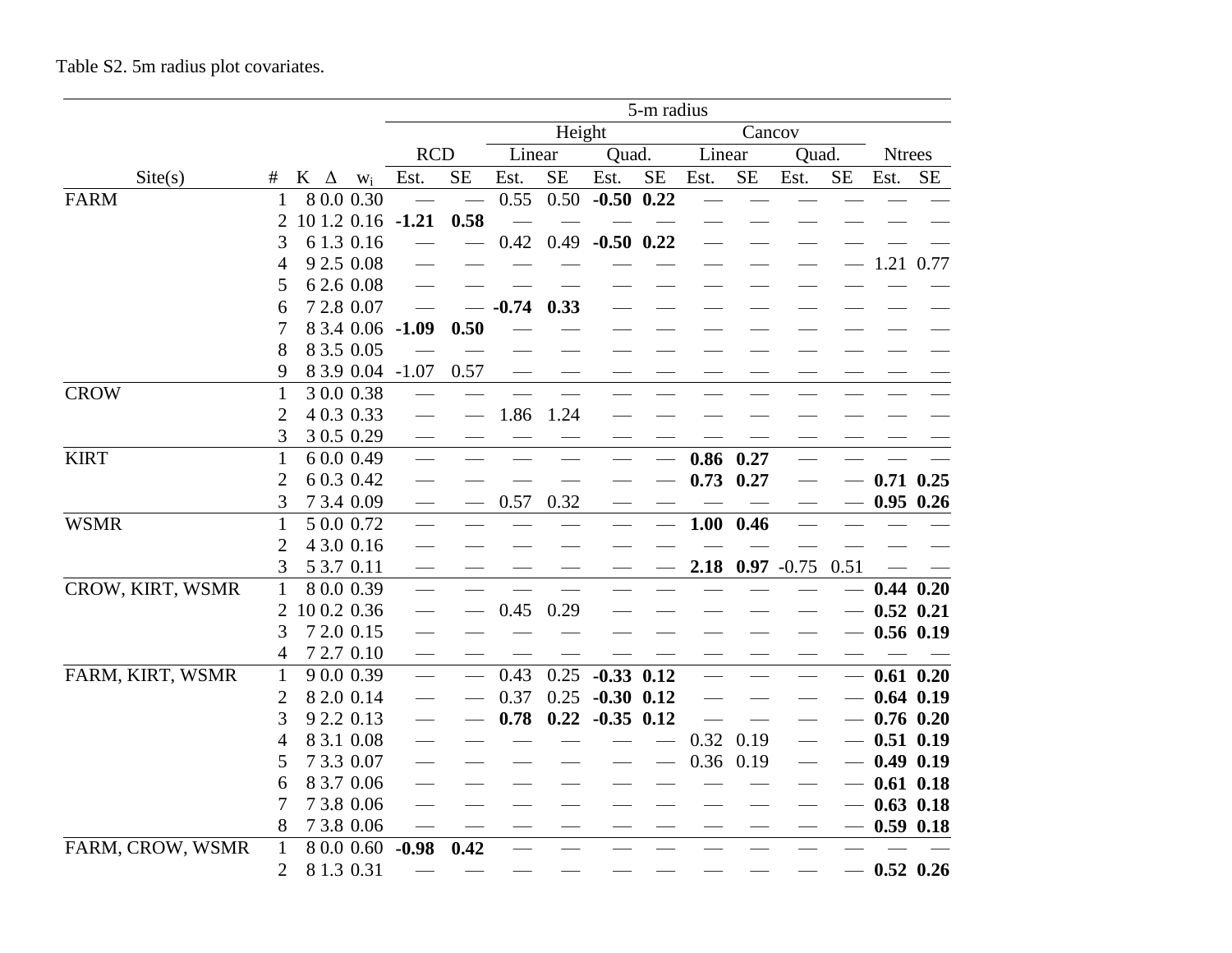Table S2. 5m radius plot covariates.

| | | | | | 5-m radius | | | | | | | | | | | |
|---|---|---|---|---|---|---|---|---|---|---|---|---|---|---|---|---|
| | | | | | | | Height | | | | Cancov | | | | | |
| | | | | | RCD | | Linear | | Quad. | | Linear | | Quad. | | Ntrees | |
| Site(s) | # | K | Δ | $w_i$ | Est. | SE | Est. | SE | Est. | SE | Est. | SE | Est. | SE | Est. | SE |
| FARM | 1 | 8 | 0.0 | 0.30 | — | — | 0.55 | 0.50 | **-0.50** | **0.22** | — | — | — | — | — | — |
| | 2 | 10 | 1.2 | 0.16 | **-1.21** | **0.58** | — | — | — | — | — | — | — | — | — | — |
| | 3 | 6 | 1.3 | 0.16 | — | — | 0.42 | 0.49 | **-0.50** | **0.22** | — | — | — | — | — | — |
| | 4 | 9 | 2.5 | 0.08 | — | — | — | — | — | — | — | — | — | — | 1.21 | 0.77 |
| | 5 | 6 | 2.6 | 0.08 | — | — | — | — | — | — | — | — | — | — | — | — |
| | 6 | 7 | 2.8 | 0.07 | — | — | **-0.74** | **0.33** | — | — | — | — | — | — | — | — |
| | 7 | 8 | 3.4 | 0.06 | **-1.09** | **0.50** | — | — | — | — | — | — | — | — | — | — |
| | 8 | 8 | 3.5 | 0.05 | — | — | — | — | — | — | — | — | — | — | — | — |
| | 9 | 8 | 3.9 | 0.04 | -1.07 | 0.57 | — | — | — | — | — | — | — | — | — | — |
| CROW | 1 | 3 | 0.0 | 0.38 | — | — | — | — | — | — | — | — | — | — | — | — |
| | 2 | 4 | 0.3 | 0.33 | — | — | 1.86 | 1.24 | — | — | — | — | — | — | — | — |
| | 3 | 3 | 0.5 | 0.29 | — | — | — | — | — | — | — | — | — | — | — | — |
| KIRT | 1 | 6 | 0.0 | 0.49 | — | — | — | — | — | — | **0.86** | **0.27** | — | — | — | — |
| | 2 | 6 | 0.3 | 0.42 | — | — | — | — | — | — | **0.73** | **0.27** | — | — | **0.71** | **0.25** |
| | 3 | 7 | 3.4 | 0.09 | — | — | 0.57 | 0.32 | — | — | — | — | — | — | **0.95** | **0.26** |
| WSMR | 1 | 5 | 0.0 | 0.72 | — | — | — | — | — | — | **1.00** | **0.46** | — | — | — | — |
| | 2 | 4 | 3.0 | 0.16 | — | — | — | — | — | — | — | — | — | — | — | — |
| | 3 | 5 | 3.7 | 0.11 | — | — | — | — | — | — | **2.18** | **0.97** | -0.75 | 0.51 | — | — |
| CROW, KIRT, WSMR | 1 | 8 | 0.0 | 0.39 | — | — | — | — | — | — | — | — | — | — | **0.44** | **0.20** |
| | 2 | 10 | 0.2 | 0.36 | — | — | 0.45 | 0.29 | — | — | — | — | — | — | **0.52** | **0.21** |
| | 3 | 7 | 2.0 | 0.15 | — | — | — | — | — | — | — | — | — | — | **0.56** | **0.19** |
| | 4 | 7 | 2.7 | 0.10 | — | — | — | — | — | — | — | — | — | — | — | — |
| FARM, KIRT, WSMR | 1 | 9 | 0.0 | 0.39 | — | — | 0.43 | 0.25 | **-0.33** | **0.12** | — | — | — | — | **0.61** | **0.20** |
| | 2 | 8 | 2.0 | 0.14 | — | — | 0.37 | 0.25 | **-0.30** | **0.12** | — | — | — | — | **0.64** | **0.19** |
| | 3 | 9 | 2.2 | 0.13 | — | — | **0.78** | **0.22** | **-0.35** | **0.12** | — | — | — | — | **0.76** | **0.20** |
| | 4 | 8 | 3.1 | 0.08 | — | — | — | — | — | — | 0.32 | 0.19 | — | — | **0.51** | **0.19** |
| | 5 | 7 | 3.3 | 0.07 | — | — | — | — | — | — | 0.36 | 0.19 | — | — | **0.49** | **0.19** |
| | 6 | 8 | 3.7 | 0.06 | — | — | — | — | — | — | — | — | — | — | **0.61** | **0.18** |
| | 7 | 7 | 3.8 | 0.06 | — | — | — | — | — | — | — | — | — | — | **0.63** | **0.18** |
| | 8 | 7 | 3.8 | 0.06 | — | — | — | — | — | — | — | — | — | — | **0.59** | **0.18** |
| FARM, CROW, WSMR | 1 | 8 | 0.0 | 0.60 | **-0.98** | **0.42** | — | — | — | — | — | — | — | — | — | — |
| | 2 | 8 | 1.3 | 0.31 | — | — | — | — | — | — | — | — | — | — | **0.52** | **0.26** |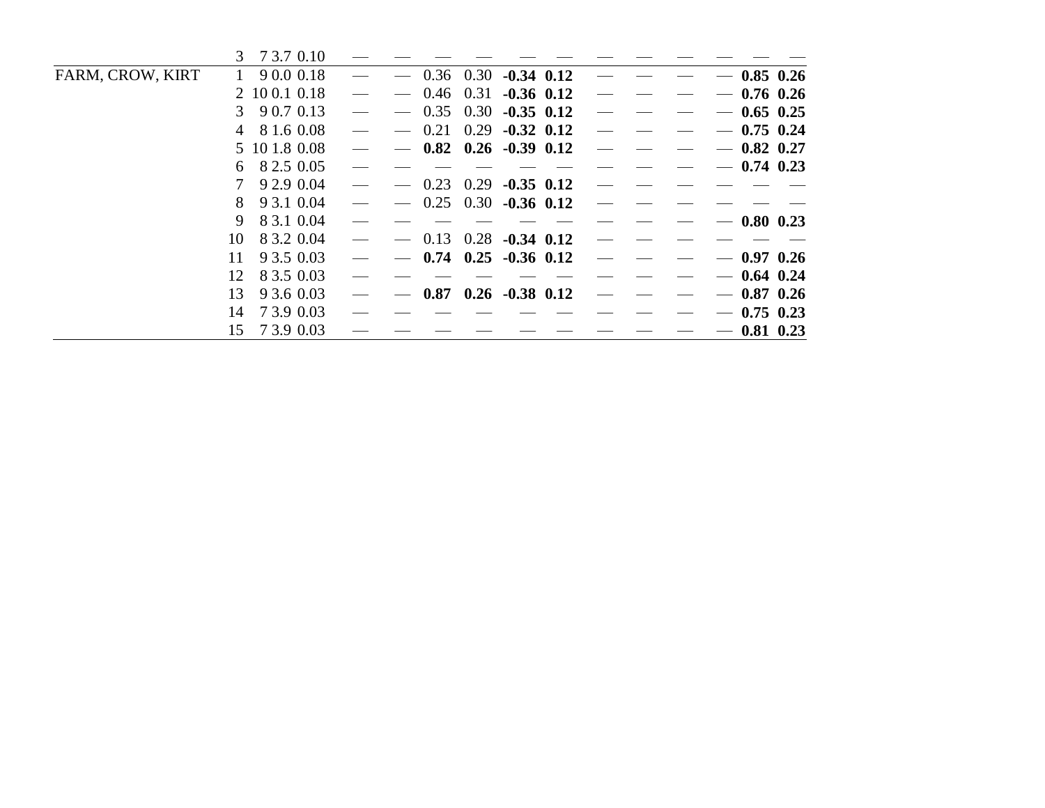| | | | | | | | | | | | | | | | | | |
|---|---|---|---|---|---|---|---|---|---|---|---|---|---|---|---|---|---|
| | 3 | 7 | 3.7 | 0.10 | — | — | — | — | — | — | — | — | — | — | — | — |
| FARM, CROW, KIRT | 1 | 9 | 0.0 | 0.18 | — | — | 0.36 | 0.30 | **-0.34** | **0.12** | — | — | — | — | **0.85** | **0.26** |
| | 2 | 10 | 0.1 | 0.18 | — | — | 0.46 | 0.31 | **-0.36** | **0.12** | — | — | — | — | **0.76** | **0.26** |
| | 3 | 9 | 0.7 | 0.13 | — | — | 0.35 | 0.30 | **-0.35** | **0.12** | — | — | — | — | **0.65** | **0.25** |
| | 4 | 8 | 1.6 | 0.08 | — | — | 0.21 | 0.29 | **-0.32** | **0.12** | — | — | — | — | **0.75** | **0.24** |
| | 5 | 10 | 1.8 | 0.08 | — | — | **0.82** | **0.26** | **-0.39** | **0.12** | — | — | — | — | **0.82** | **0.27** |
| | 6 | 8 | 2.5 | 0.05 | — | — | — | — | — | — | — | — | — | — | **0.74** | **0.23** |
| | 7 | 9 | 2.9 | 0.04 | — | — | 0.23 | 0.29 | **-0.35** | **0.12** | — | — | — | — | — | — |
| | 8 | 9 | 3.1 | 0.04 | — | — | 0.25 | 0.30 | **-0.36** | **0.12** | — | — | — | — | — | — |
| | 9 | 8 | 3.1 | 0.04 | — | — | — | — | — | — | — | — | — | — | **0.80** | **0.23** |
| | 10 | 8 | 3.2 | 0.04 | — | — | 0.13 | 0.28 | **-0.34** | **0.12** | — | — | — | — | — | — |
| | 11 | 9 | 3.5 | 0.03 | — | — | **0.74** | **0.25** | **-0.36** | **0.12** | — | — | — | — | **0.97** | **0.26** |
| | 12 | 8 | 3.5 | 0.03 | — | — | — | — | — | — | — | — | — | — | **0.64** | **0.24** |
| | 13 | 9 | 3.6 | 0.03 | — | — | **0.87** | **0.26** | **-0.38** | **0.12** | — | — | — | — | **0.87** | **0.26** |
| | 14 | 7 | 3.9 | 0.03 | — | — | — | — | — | — | — | — | — | — | **0.75** | **0.23** |
| | 15 | 7 | 3.9 | 0.03 | — | — | — | — | — | — | — | — | — | — | **0.81** | **0.23** |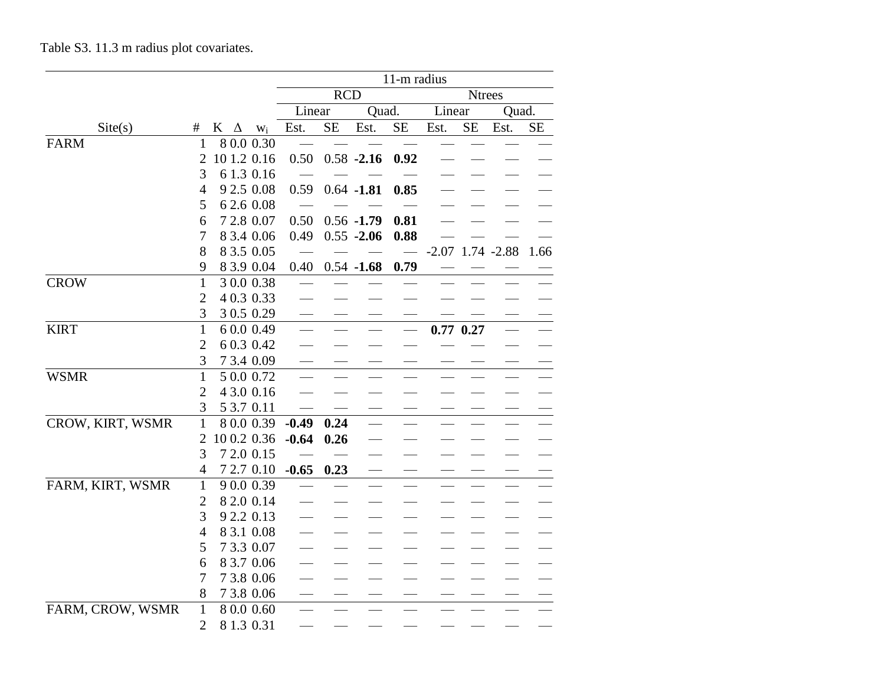Table S3. 11.3 m radius plot covariates.

| | | | | | 11-m radius | | | | | | | |
|---|---|---|---|---|---|---|---|---|---|---|---|---|
| | | | | | RCD | | | | Ntrees | | | |
| | | | | | Linear | | Quad. | | Linear | | Quad. | |
| Site(s) | # | K | Δ | $w_i$ | Est. | SE | Est. | SE | Est. | SE | Est. | SE |
| FARM | 1 | 8 | 0.0 | 0.30 | — | — | — | — | — | — | — | — |
| | 2 | 10 | 1.2 | 0.16 | 0.50 | 0.58 | **-2.16** | **0.92** | — | — | — | — |
| | 3 | 6 | 1.3 | 0.16 | — | — | — | — | — | — | — | — |
| | 4 | 9 | 2.5 | 0.08 | 0.59 | 0.64 | **-1.81** | **0.85** | — | — | — | — |
| | 5 | 6 | 2.6 | 0.08 | — | — | — | — | — | — | — | — |
| | 6 | 7 | 2.8 | 0.07 | 0.50 | 0.56 | **-1.79** | **0.81** | — | — | — | — |
| | 7 | 8 | 3.4 | 0.06 | 0.49 | 0.55 | **-2.06** | **0.88** | — | — | — | — |
| | 8 | 8 | 3.5 | 0.05 | — | — | — | — | -2.07 | 1.74 | -2.88 | 1.66 |
| | 9 | 8 | 3.9 | 0.04 | 0.40 | 0.54 | **-1.68** | **0.79** | — | — | — | — |
| CROW | 1 | 3 | 0.0 | 0.38 | — | — | — | — | — | — | — | — |
| | 2 | 4 | 0.3 | 0.33 | — | — | — | — | — | — | — | — |
| | 3 | 3 | 0.5 | 0.29 | — | — | — | — | — | — | — | — |
| KIRT | 1 | 6 | 0.0 | 0.49 | — | — | — | — | **0.77** | **0.27** | — | — |
| | 2 | 6 | 0.3 | 0.42 | — | — | — | — | — | — | — | — |
| | 3 | 7 | 3.4 | 0.09 | — | — | — | — | — | — | — | — |
| WSMR | 1 | 5 | 0.0 | 0.72 | — | — | — | — | — | — | — | — |
| | 2 | 4 | 3.0 | 0.16 | — | — | — | — | — | — | — | — |
| | 3 | 5 | 3.7 | 0.11 | — | — | — | — | — | — | — | — |
| CROW, KIRT, WSMR | 1 | 8 | 0.0 | 0.39 | **-0.49** | **0.24** | — | — | — | — | — | — |
| | 2 | 10 | 0.2 | 0.36 | **-0.64** | **0.26** | — | — | — | — | — | — |
| | 3 | 7 | 2.0 | 0.15 | — | — | — | — | — | — | — | — |
| | 4 | 7 | 2.7 | 0.10 | **-0.65** | **0.23** | — | — | — | — | — | — |
| FARM, KIRT, WSMR | 1 | 9 | 0.0 | 0.39 | — | — | — | — | — | — | — | — |
| | 2 | 8 | 2.0 | 0.14 | — | — | — | — | — | — | — | — |
| | 3 | 9 | 2.2 | 0.13 | — | — | — | — | — | — | — | — |
| | 4 | 8 | 3.1 | 0.08 | — | — | — | — | — | — | — | — |
| | 5 | 7 | 3.3 | 0.07 | — | — | — | — | — | — | — | — |
| | 6 | 8 | 3.7 | 0.06 | — | — | — | — | — | — | — | — |
| | 7 | 7 | 3.8 | 0.06 | — | — | — | — | — | — | — | — |
| | 8 | 7 | 3.8 | 0.06 | — | — | — | — | — | — | — | — |
| FARM, CROW, WSMR | 1 | 8 | 0.0 | 0.60 | — | — | — | — | — | — | — | — |
| | 2 | 8 | 1.3 | 0.31 | — | — | — | — | — | — | — | — |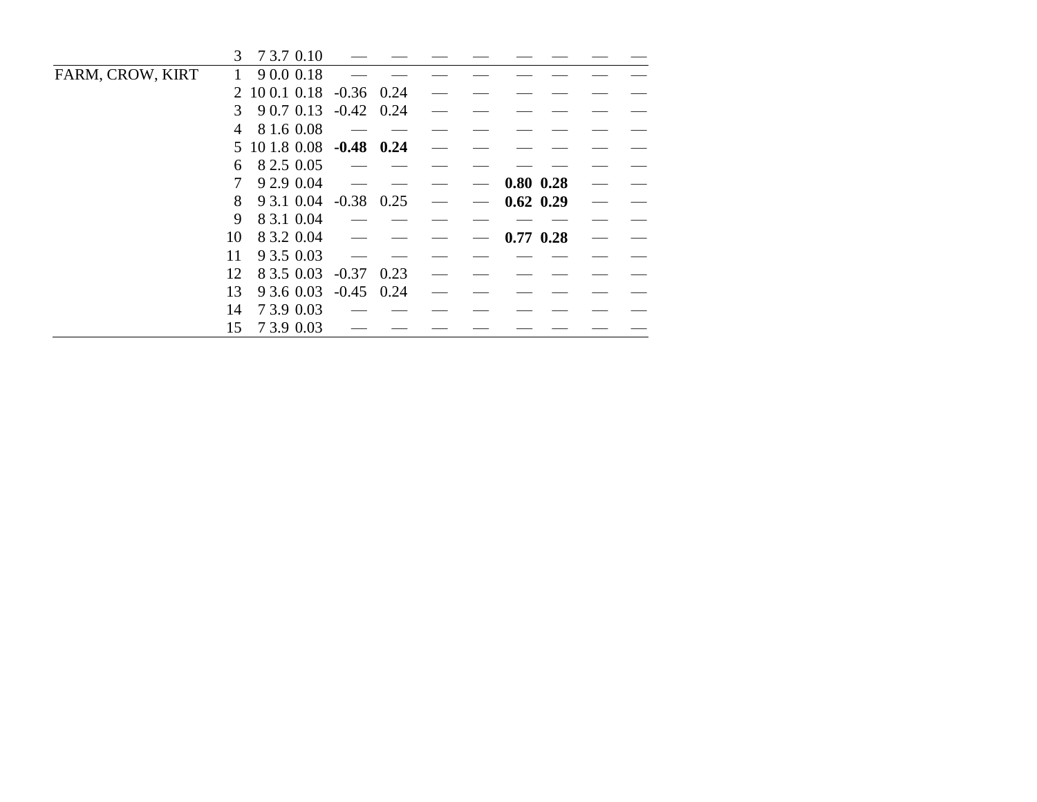| | | | | | | | | | | | | | |
|---|---|---|---|---|---|---|---|---|---|---|---|---|---|
| | 3 | 7 | 3.7 | 0.10 | — | — | — | — | — | — | — | — |
| FARM, CROW, KIRT | 1 | 9 | 0.0 | 0.18 | — | — | — | — | — | — | — | — |
| | 2 | 10 | 0.1 | 0.18 | -0.36 | 0.24 | — | — | — | — | — | — |
| | 3 | 9 | 0.7 | 0.13 | -0.42 | 0.24 | — | — | — | — | — | — |
| | 4 | 8 | 1.6 | 0.08 | — | — | — | — | — | — | — | — |
| | 5 | 10 | 1.8 | 0.08 | **-0.48** | **0.24** | — | — | — | — | — | — |
| | 6 | 8 | 2.5 | 0.05 | — | — | — | — | — | — | — | — |
| | 7 | 9 | 2.9 | 0.04 | — | — | — | — | **0.80** | **0.28** | — | — |
| | 8 | 9 | 3.1 | 0.04 | -0.38 | 0.25 | — | — | **0.62** | **0.29** | — | — |
| | 9 | 8 | 3.1 | 0.04 | — | — | — | — | — | — | — | — |
| | 10 | 8 | 3.2 | 0.04 | — | — | — | — | **0.77** | **0.28** | — | — |
| | 11 | 9 | 3.5 | 0.03 | — | — | — | — | — | — | — | — |
| | 12 | 8 | 3.5 | 0.03 | -0.37 | 0.23 | — | — | — | — | — | — |
| | 13 | 9 | 3.6 | 0.03 | -0.45 | 0.24 | — | — | — | — | — | — |
| | 14 | 7 | 3.9 | 0.03 | — | — | — | — | — | — | — | — |
| | 15 | 7 | 3.9 | 0.03 | — | — | — | — | — | — | — | — |